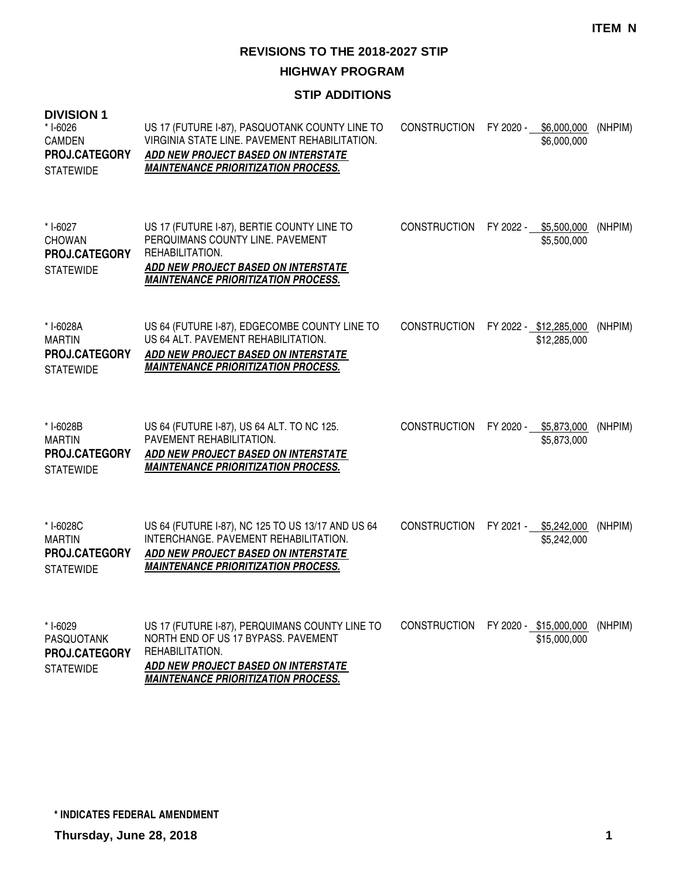**ITEM N**

# REVISIONS TO THE 2018-2027 STIP

## HIGHWAY PROGRAM

### STIP ADDITIONS

**DIVISION 1**

| | | | | |
|---|---|---|---|---|
| * I-6026<br>CAMDEN<br>**PROJ.CATEGORY**<br>STATEWIDE | US 17 (FUTURE I-87), PASQUOTANK COUNTY LINE TO VIRGINIA STATE LINE. PAVEMENT REHABILITATION.<br>***ADD NEW PROJECT BASED ON INTERSTATE MAINTENANCE PRIORITIZATION PROCESS.*** | CONSTRUCTION | FY 2020 - $6,000,000<br>$6,000,000 | (NHPIM) |
| * I-6027<br>CHOWAN<br>**PROJ.CATEGORY**<br>STATEWIDE | US 17 (FUTURE I-87), BERTIE COUNTY LINE TO PERQUIMANS COUNTY LINE. PAVEMENT REHABILITATION.<br>***ADD NEW PROJECT BASED ON INTERSTATE MAINTENANCE PRIORITIZATION PROCESS.*** | CONSTRUCTION | FY 2022 - $5,500,000<br>$5,500,000 | (NHPIM) |
| * I-6028A<br>MARTIN<br>**PROJ.CATEGORY**<br>STATEWIDE | US 64 (FUTURE I-87), EDGECOMBE COUNTY LINE TO US 64 ALT. PAVEMENT REHABILITATION.<br>***ADD NEW PROJECT BASED ON INTERSTATE MAINTENANCE PRIORITIZATION PROCESS.*** | CONSTRUCTION | FY 2022 - $12,285,000<br>$12,285,000 | (NHPIM) |
| * I-6028B<br>MARTIN<br>**PROJ.CATEGORY**<br>STATEWIDE | US 64 (FUTURE I-87), US 64 ALT. TO NC 125. PAVEMENT REHABILITATION.<br>***ADD NEW PROJECT BASED ON INTERSTATE MAINTENANCE PRIORITIZATION PROCESS.*** | CONSTRUCTION | FY 2020 - $5,873,000<br>$5,873,000 | (NHPIM) |
| * I-6028C<br>MARTIN<br>**PROJ.CATEGORY**<br>STATEWIDE | US 64 (FUTURE I-87), NC 125 TO US 13/17 AND US 64 INTERCHANGE. PAVEMENT REHABILITATION.<br>***ADD NEW PROJECT BASED ON INTERSTATE MAINTENANCE PRIORITIZATION PROCESS.*** | CONSTRUCTION | FY 2021 - $5,242,000<br>$5,242,000 | (NHPIM) |
| * I-6029<br>PASQUOTANK<br>**PROJ.CATEGORY**<br>STATEWIDE | US 17 (FUTURE I-87), PERQUIMANS COUNTY LINE TO NORTH END OF US 17 BYPASS. PAVEMENT REHABILITATION.<br>***ADD NEW PROJECT BASED ON INTERSTATE MAINTENANCE PRIORITIZATION PROCESS.*** | CONSTRUCTION | FY 2020 - $15,000,000<br>$15,000,000 | (NHPIM) |

**\* INDICATES FEDERAL AMENDMENT**

**Thursday, June 28, 2018**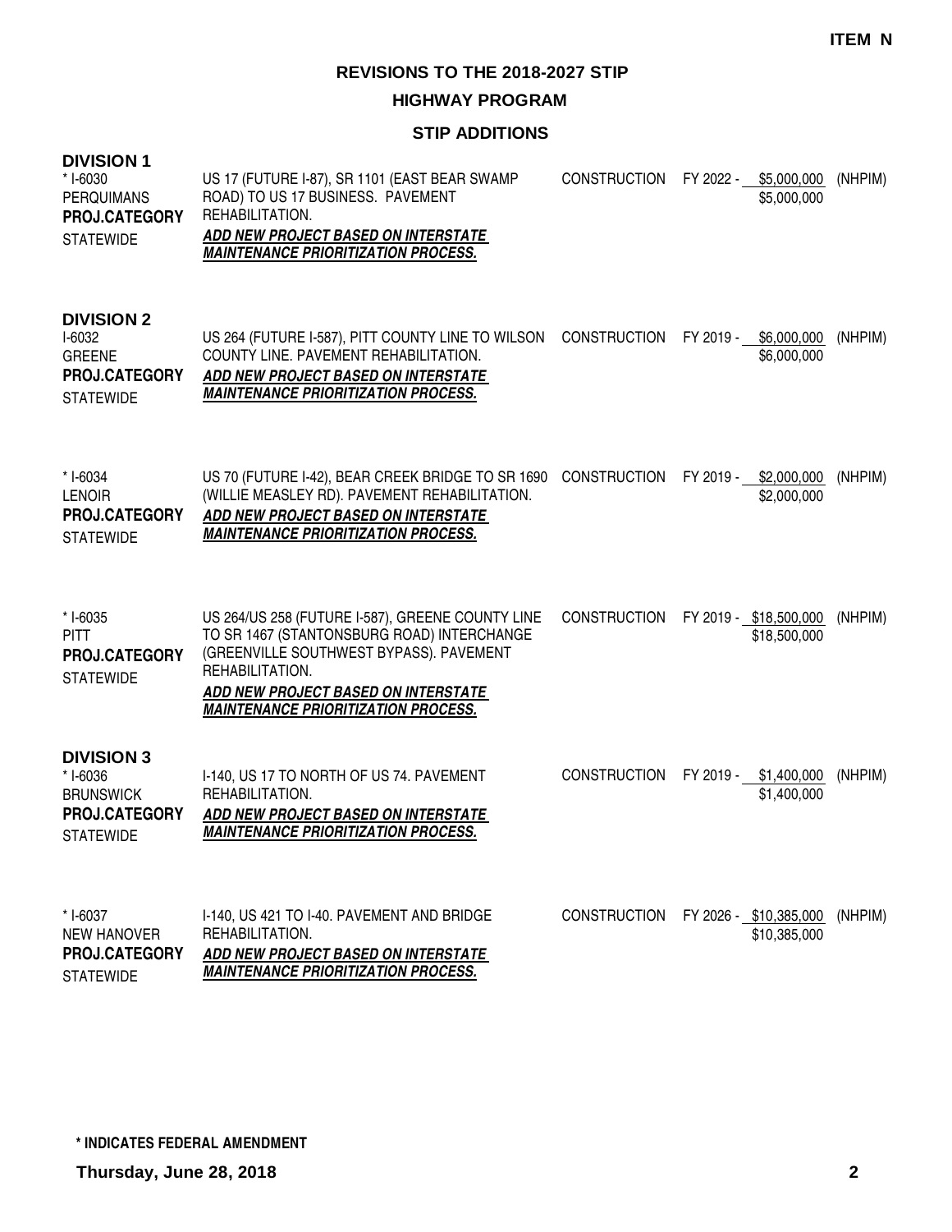**ITEM N**

## REVISIONS TO THE 2018-2027 STIP

### HIGHWAY PROGRAM

### STIP ADDITIONS

**DIVISION 1**

| | | | | | |
|---|---|---|---|---|---|
| * I-6030<br>PERQUIMANS<br>**PROJ.CATEGORY**<br>STATEWIDE | US 17 (FUTURE I-87), SR 1101 (EAST BEAR SWAMP ROAD) TO US 17 BUSINESS. PAVEMENT REHABILITATION.<br>***ADD NEW PROJECT BASED ON INTERSTATE MAINTENANCE PRIORITIZATION PROCESS.*** | CONSTRUCTION | FY 2022 - | $5,000,000<br>$5,000,000 | (NHPIM) |

**DIVISION 2**

| | | | | | |
|---|---|---|---|---|---|
| I-6032<br>GREENE<br>**PROJ.CATEGORY**<br>STATEWIDE | US 264 (FUTURE I-587), PITT COUNTY LINE TO WILSON COUNTY LINE. PAVEMENT REHABILITATION.<br>***ADD NEW PROJECT BASED ON INTERSTATE MAINTENANCE PRIORITIZATION PROCESS.*** | CONSTRUCTION | FY 2019 - | $6,000,000<br>$6,000,000 | (NHPIM) |
| * I-6034<br>LENOIR<br>**PROJ.CATEGORY**<br>STATEWIDE | US 70 (FUTURE I-42), BEAR CREEK BRIDGE TO SR 1690 (WILLIE MEASLEY RD). PAVEMENT REHABILITATION.<br>***ADD NEW PROJECT BASED ON INTERSTATE MAINTENANCE PRIORITIZATION PROCESS.*** | CONSTRUCTION | FY 2019 - | $2,000,000<br>$2,000,000 | (NHPIM) |
| * I-6035<br>PITT<br>**PROJ.CATEGORY**<br>STATEWIDE | US 264/US 258 (FUTURE I-587), GREENE COUNTY LINE TO SR 1467 (STANTONSBURG ROAD) INTERCHANGE (GREENVILLE SOUTHWEST BYPASS). PAVEMENT REHABILITATION.<br>***ADD NEW PROJECT BASED ON INTERSTATE MAINTENANCE PRIORITIZATION PROCESS.*** | CONSTRUCTION | FY 2019 - | $18,500,000<br>$18,500,000 | (NHPIM) |

**DIVISION 3**

| | | | | | |
|---|---|---|---|---|---|
| * I-6036<br>BRUNSWICK<br>**PROJ.CATEGORY**<br>STATEWIDE | I-140, US 17 TO NORTH OF US 74. PAVEMENT REHABILITATION.<br>***ADD NEW PROJECT BASED ON INTERSTATE MAINTENANCE PRIORITIZATION PROCESS.*** | CONSTRUCTION | FY 2019 - | $1,400,000<br>$1,400,000 | (NHPIM) |
| * I-6037<br>NEW HANOVER<br>**PROJ.CATEGORY**<br>STATEWIDE | I-140, US 421 TO I-40. PAVEMENT AND BRIDGE REHABILITATION.<br>***ADD NEW PROJECT BASED ON INTERSTATE MAINTENANCE PRIORITIZATION PROCESS.*** | CONSTRUCTION | FY 2026 - | $10,385,000<br>$10,385,000 | (NHPIM) |

**\* INDICATES FEDERAL AMENDMENT**

**Thursday, June 28, 2018**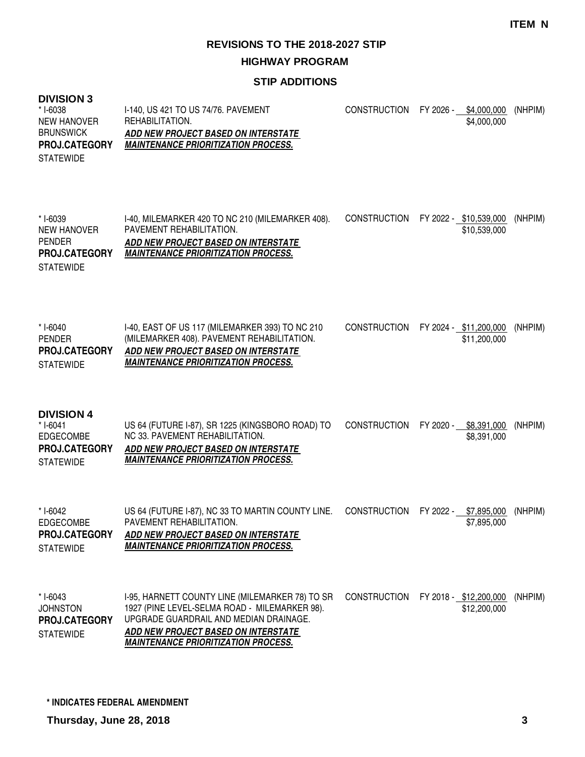ITEM N

## REVISIONS TO THE 2018-2027 STIP

### HIGHWAY PROGRAM

### STIP ADDITIONS

**DIVISION 3**

| | | | | |
|---|---|---|---|---|
| * I-6038<br>NEW HANOVER<br>BRUNSWICK<br>**PROJ.CATEGORY**<br>STATEWIDE | I-140, US 421 TO US 74/76. PAVEMENT REHABILITATION.<br>***ADD NEW PROJECT BASED ON INTERSTATE MAINTENANCE PRIORITIZATION PROCESS.*** | CONSTRUCTION | FY 2026 - $4,000,000<br>$4,000,000 | (NHPIM) |
| * I-6039<br>NEW HANOVER<br>PENDER<br>**PROJ.CATEGORY**<br>STATEWIDE | I-40, MILEMARKER 420 TO NC 210 (MILEMARKER 408). PAVEMENT REHABILITATION.<br>***ADD NEW PROJECT BASED ON INTERSTATE MAINTENANCE PRIORITIZATION PROCESS.*** | CONSTRUCTION | FY 2022 - $10,539,000<br>$10,539,000 | (NHPIM) |
| * I-6040<br>PENDER<br>**PROJ.CATEGORY**<br>STATEWIDE | I-40, EAST OF US 117 (MILEMARKER 393) TO NC 210 (MILEMARKER 408). PAVEMENT REHABILITATION.<br>***ADD NEW PROJECT BASED ON INTERSTATE MAINTENANCE PRIORITIZATION PROCESS.*** | CONSTRUCTION | FY 2024 - $11,200,000<br>$11,200,000 | (NHPIM) |

**DIVISION 4**

| | | | | |
|---|---|---|---|---|
| * I-6041<br>EDGECOMBE<br>**PROJ.CATEGORY**<br>STATEWIDE | US 64 (FUTURE I-87), SR 1225 (KINGSBORO ROAD) TO NC 33. PAVEMENT REHABILITATION.<br>***ADD NEW PROJECT BASED ON INTERSTATE MAINTENANCE PRIORITIZATION PROCESS.*** | CONSTRUCTION | FY 2020 - $8,391,000<br>$8,391,000 | (NHPIM) |
| * I-6042<br>EDGECOMBE<br>**PROJ.CATEGORY**<br>STATEWIDE | US 64 (FUTURE I-87), NC 33 TO MARTIN COUNTY LINE. PAVEMENT REHABILITATION.<br>***ADD NEW PROJECT BASED ON INTERSTATE MAINTENANCE PRIORITIZATION PROCESS.*** | CONSTRUCTION | FY 2022 - $7,895,000<br>$7,895,000 | (NHPIM) |
| * I-6043<br>JOHNSTON<br>**PROJ.CATEGORY**<br>STATEWIDE | I-95, HARNETT COUNTY LINE (MILEMARKER 78) TO SR 1927 (PINE LEVEL-SELMA ROAD - MILEMARKER 98). UPGRADE GUARDRAIL AND MEDIAN DRAINAGE.<br>***ADD NEW PROJECT BASED ON INTERSTATE MAINTENANCE PRIORITIZATION PROCESS.*** | CONSTRUCTION | FY 2018 - $12,200,000<br>$12,200,000 | (NHPIM) |

**\* INDICATES FEDERAL AMENDMENT**

**Thursday, June 28, 2018**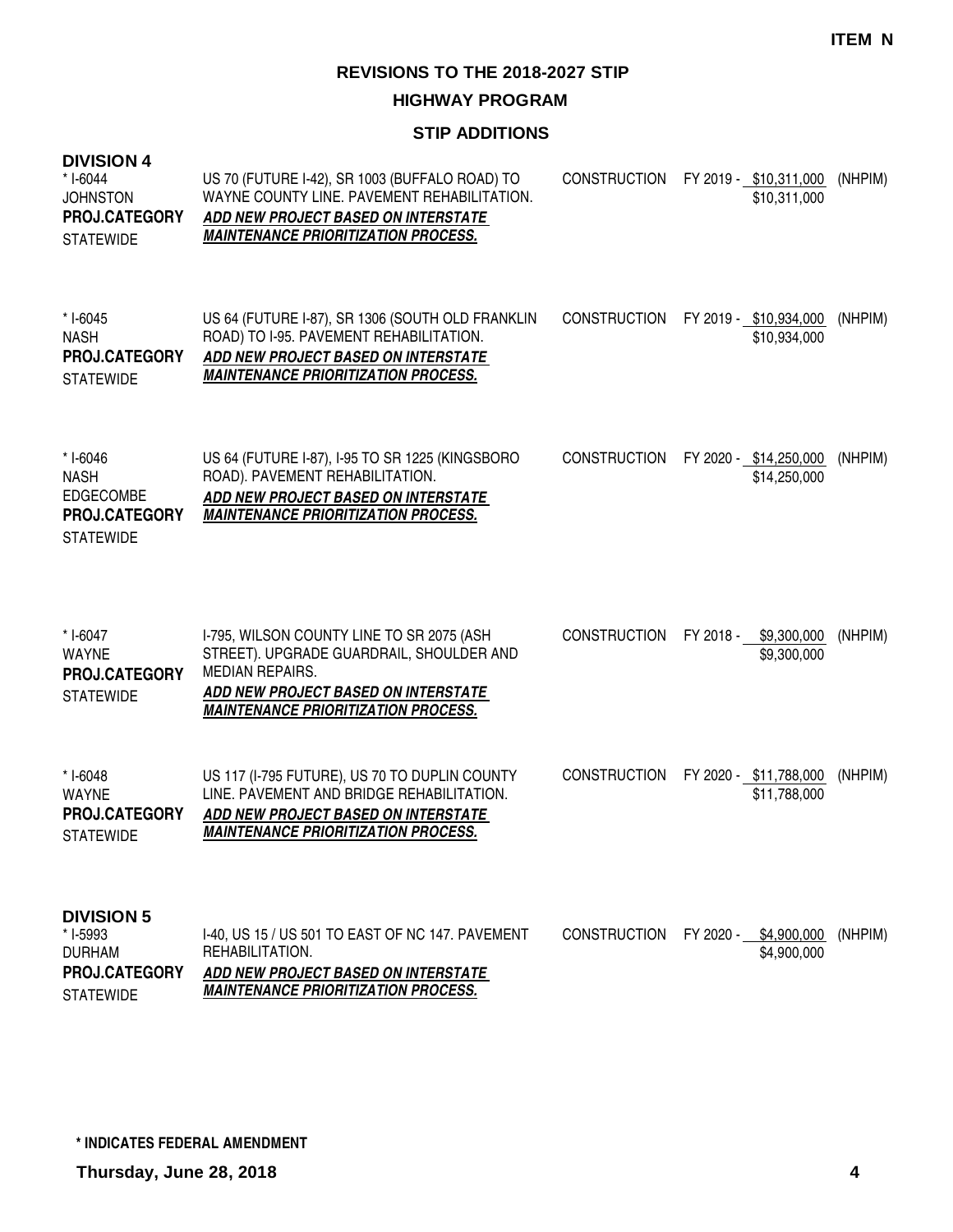**ITEM N**

## REVISIONS TO THE 2018-2027 STIP

### HIGHWAY PROGRAM

### STIP ADDITIONS

**DIVISION 4**

| Project | Description | Work Type | Fiscal Year / Cost | Funding |
|---|---|---|---|---|
| * I-6044<br>JOHNSTON<br>**PROJ.CATEGORY**<br>STATEWIDE | US 70 (FUTURE I-42), SR 1003 (BUFFALO ROAD) TO WAYNE COUNTY LINE. PAVEMENT REHABILITATION.<br>***ADD NEW PROJECT BASED ON INTERSTATE MAINTENANCE PRIORITIZATION PROCESS.*** | CONSTRUCTION | FY 2019 - $10,311,000<br>$10,311,000 | (NHPIM) |
| * I-6045<br>NASH<br>**PROJ.CATEGORY**<br>STATEWIDE | US 64 (FUTURE I-87), SR 1306 (SOUTH OLD FRANKLIN ROAD) TO I-95. PAVEMENT REHABILITATION.<br>***ADD NEW PROJECT BASED ON INTERSTATE MAINTENANCE PRIORITIZATION PROCESS.*** | CONSTRUCTION | FY 2019 - $10,934,000<br>$10,934,000 | (NHPIM) |
| * I-6046<br>NASH<br>EDGECOMBE<br>**PROJ.CATEGORY**<br>STATEWIDE | US 64 (FUTURE I-87), I-95 TO SR 1225 (KINGSBORO ROAD). PAVEMENT REHABILITATION.<br>***ADD NEW PROJECT BASED ON INTERSTATE MAINTENANCE PRIORITIZATION PROCESS.*** | CONSTRUCTION | FY 2020 - $14,250,000<br>$14,250,000 | (NHPIM) |
| * I-6047<br>WAYNE<br>**PROJ.CATEGORY**<br>STATEWIDE | I-795, WILSON COUNTY LINE TO SR 2075 (ASH STREET). UPGRADE GUARDRAIL, SHOULDER AND MEDIAN REPAIRS.<br>***ADD NEW PROJECT BASED ON INTERSTATE MAINTENANCE PRIORITIZATION PROCESS.*** | CONSTRUCTION | FY 2018 - $9,300,000<br>$9,300,000 | (NHPIM) |
| * I-6048<br>WAYNE<br>**PROJ.CATEGORY**<br>STATEWIDE | US 117 (I-795 FUTURE), US 70 TO DUPLIN COUNTY LINE. PAVEMENT AND BRIDGE REHABILITATION.<br>***ADD NEW PROJECT BASED ON INTERSTATE MAINTENANCE PRIORITIZATION PROCESS.*** | CONSTRUCTION | FY 2020 - $11,788,000<br>$11,788,000 | (NHPIM) |

**DIVISION 5**

| Project | Description | Work Type | Fiscal Year / Cost | Funding |
|---|---|---|---|---|
| * I-5993<br>DURHAM<br>**PROJ.CATEGORY**<br>STATEWIDE | I-40, US 15 / US 501 TO EAST OF NC 147. PAVEMENT REHABILITATION.<br>***ADD NEW PROJECT BASED ON INTERSTATE MAINTENANCE PRIORITIZATION PROCESS.*** | CONSTRUCTION | FY 2020 - $4,900,000<br>$4,900,000 | (NHPIM) |

**\* INDICATES FEDERAL AMENDMENT**

**Thursday, June 28, 2018**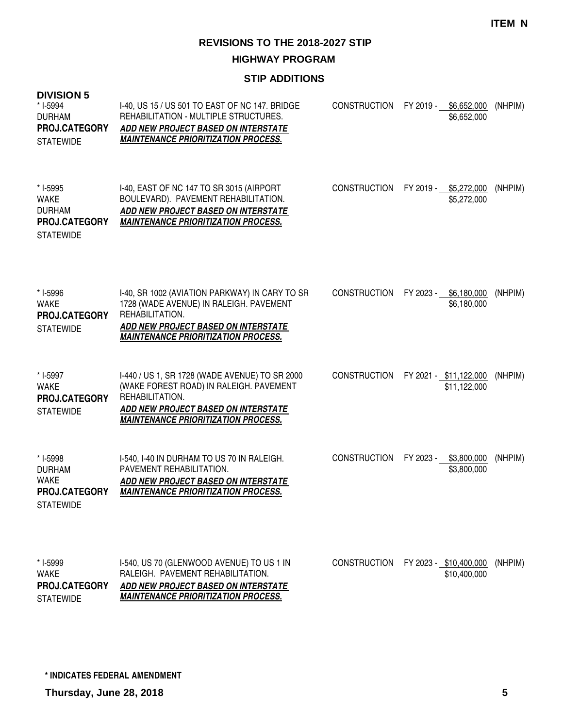**ITEM N**

# REVISIONS TO THE 2018-2027 STIP

## HIGHWAY PROGRAM

### STIP ADDITIONS

**DIVISION 5**

| | | | | | |
|---|---|---|---|---|---|
| * I-5994<br>DURHAM<br>**PROJ.CATEGORY**<br>STATEWIDE | I-40, US 15 / US 501 TO EAST OF NC 147. BRIDGE REHABILITATION - MULTIPLE STRUCTURES.<br>***ADD NEW PROJECT BASED ON INTERSTATE MAINTENANCE PRIORITIZATION PROCESS.*** | CONSTRUCTION | FY 2019 - | $6,652,000<br>$6,652,000 | (NHPIM) |
| * I-5995<br>WAKE<br>DURHAM<br>**PROJ.CATEGORY**<br>STATEWIDE | I-40, EAST OF NC 147 TO SR 3015 (AIRPORT BOULEVARD). PAVEMENT REHABILITATION.<br>***ADD NEW PROJECT BASED ON INTERSTATE MAINTENANCE PRIORITIZATION PROCESS.*** | CONSTRUCTION | FY 2019 - | $5,272,000<br>$5,272,000 | (NHPIM) |
| * I-5996<br>WAKE<br>**PROJ.CATEGORY**<br>STATEWIDE | I-40, SR 1002 (AVIATION PARKWAY) IN CARY TO SR 1728 (WADE AVENUE) IN RALEIGH. PAVEMENT REHABILITATION.<br>***ADD NEW PROJECT BASED ON INTERSTATE MAINTENANCE PRIORITIZATION PROCESS.*** | CONSTRUCTION | FY 2023 - | $6,180,000<br>$6,180,000 | (NHPIM) |
| * I-5997<br>WAKE<br>**PROJ.CATEGORY**<br>STATEWIDE | I-440 / US 1, SR 1728 (WADE AVENUE) TO SR 2000 (WAKE FOREST ROAD) IN RALEIGH. PAVEMENT REHABILITATION.<br>***ADD NEW PROJECT BASED ON INTERSTATE MAINTENANCE PRIORITIZATION PROCESS.*** | CONSTRUCTION | FY 2021 - | $11,122,000<br>$11,122,000 | (NHPIM) |
| * I-5998<br>DURHAM<br>WAKE<br>**PROJ.CATEGORY**<br>STATEWIDE | I-540, I-40 IN DURHAM TO US 70 IN RALEIGH. PAVEMENT REHABILITATION.<br>***ADD NEW PROJECT BASED ON INTERSTATE MAINTENANCE PRIORITIZATION PROCESS.*** | CONSTRUCTION | FY 2023 - | $3,800,000<br>$3,800,000 | (NHPIM) |
| * I-5999<br>WAKE<br>**PROJ.CATEGORY**<br>STATEWIDE | I-540, US 70 (GLENWOOD AVENUE) TO US 1 IN RALEIGH. PAVEMENT REHABILITATION.<br>***ADD NEW PROJECT BASED ON INTERSTATE MAINTENANCE PRIORITIZATION PROCESS.*** | CONSTRUCTION | FY 2023 - | $10,400,000<br>$10,400,000 | (NHPIM) |

**\* INDICATES FEDERAL AMENDMENT**

**Thursday, June 28, 2018**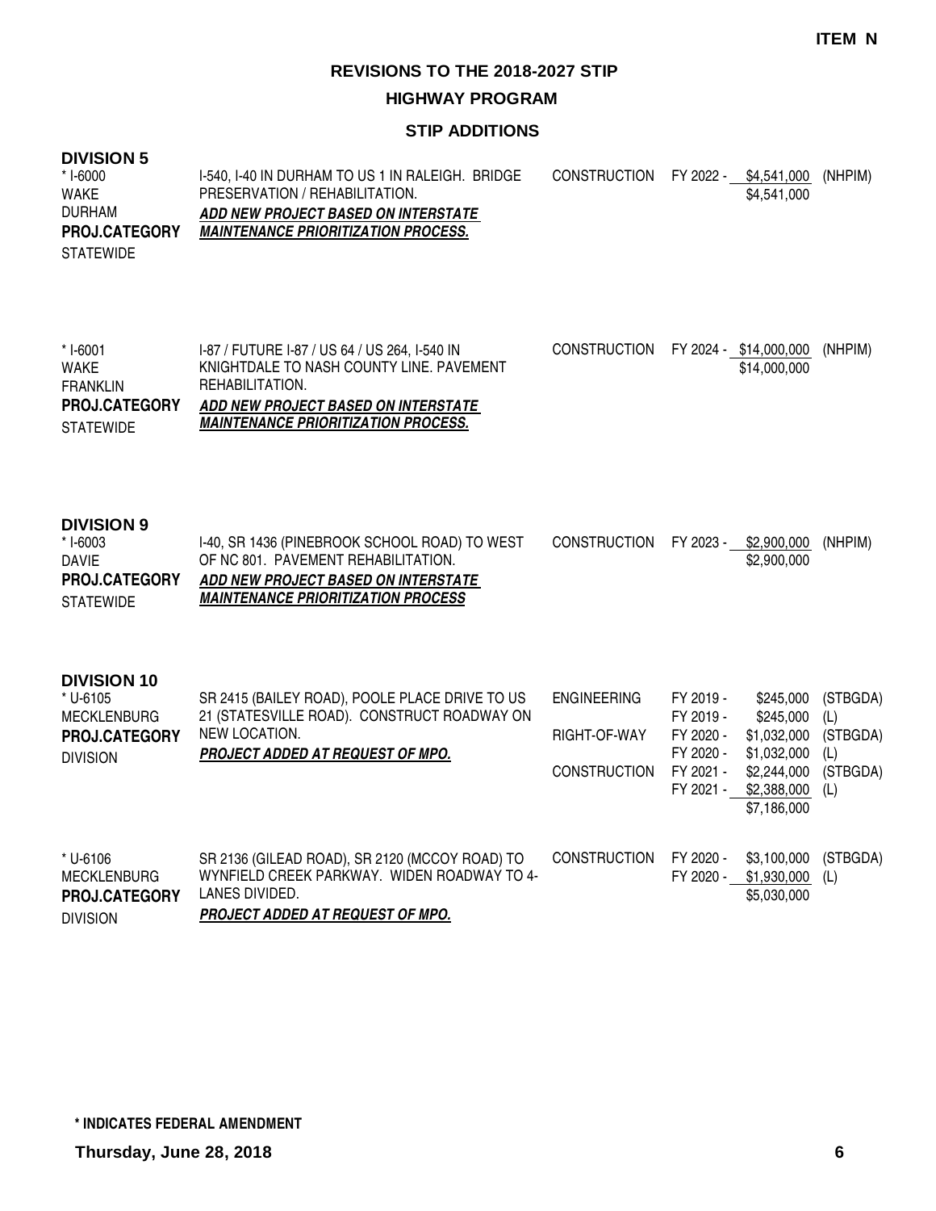**ITEM N**

# REVISIONS TO THE 2018-2027 STIP

## HIGHWAY PROGRAM

### STIP ADDITIONS

**DIVISION 5**

| | | | | | |
|---|---|---|---|---|---|
| * I-6000<br>WAKE<br>DURHAM<br>**PROJ.CATEGORY**<br>STATEWIDE | I-540, I-40 IN DURHAM TO US 1 IN RALEIGH. BRIDGE PRESERVATION / REHABILITATION.<br>***ADD NEW PROJECT BASED ON INTERSTATE MAINTENANCE PRIORITIZATION PROCESS.*** | CONSTRUCTION | FY 2022 - | $4,541,000 | (NHPIM) |
| | | | | $4,541,000 | |
| * I-6001<br>WAKE<br>FRANKLIN<br>**PROJ.CATEGORY**<br>STATEWIDE | I-87 / FUTURE I-87 / US 64 / US 264, I-540 IN KNIGHTDALE TO NASH COUNTY LINE. PAVEMENT REHABILITATION.<br>***ADD NEW PROJECT BASED ON INTERSTATE MAINTENANCE PRIORITIZATION PROCESS.*** | CONSTRUCTION | FY 2024 - | $14,000,000 | (NHPIM) |
| | | | | $14,000,000 | |

**DIVISION 9**

| | | | | | |
|---|---|---|---|---|---|
| * I-6003<br>DAVIE<br>**PROJ.CATEGORY**<br>STATEWIDE | I-40, SR 1436 (PINEBROOK SCHOOL ROAD) TO WEST OF NC 801. PAVEMENT REHABILITATION.<br>***ADD NEW PROJECT BASED ON INTERSTATE MAINTENANCE PRIORITIZATION PROCESS*** | CONSTRUCTION | FY 2023 - | $2,900,000 | (NHPIM) |
| | | | | $2,900,000 | |

**DIVISION 10**

| | | | | | |
|---|---|---|---|---|---|
| * U-6105<br>MECKLENBURG<br>**PROJ.CATEGORY**<br>DIVISION | SR 2415 (BAILEY ROAD), POOLE PLACE DRIVE TO US 21 (STATESVILLE ROAD). CONSTRUCT ROADWAY ON NEW LOCATION.<br>***PROJECT ADDED AT REQUEST OF MPO.*** | ENGINEERING | FY 2019 - | $245,000 | (STBGDA) |
| | | | FY 2019 - | $245,000 | (L) |
| | | RIGHT-OF-WAY | FY 2020 - | $1,032,000 | (STBGDA) |
| | | | FY 2020 - | $1,032,000 | (L) |
| | | CONSTRUCTION | FY 2021 - | $2,244,000 | (STBGDA) |
| | | | FY 2021 - | $2,388,000 | (L) |
| | | | | $7,186,000 | |
| * U-6106<br>MECKLENBURG<br>**PROJ.CATEGORY**<br>DIVISION | SR 2136 (GILEAD ROAD), SR 2120 (MCCOY ROAD) TO WYNFIELD CREEK PARKWAY. WIDEN ROADWAY TO 4-LANES DIVIDED.<br>***PROJECT ADDED AT REQUEST OF MPO.*** | CONSTRUCTION | FY 2020 - | $3,100,000 | (STBGDA) |
| | | | FY 2020 - | $1,930,000 | (L) |
| | | | | $5,030,000 | |

**\* INDICATES FEDERAL AMENDMENT**

**Thursday, June 28, 2018**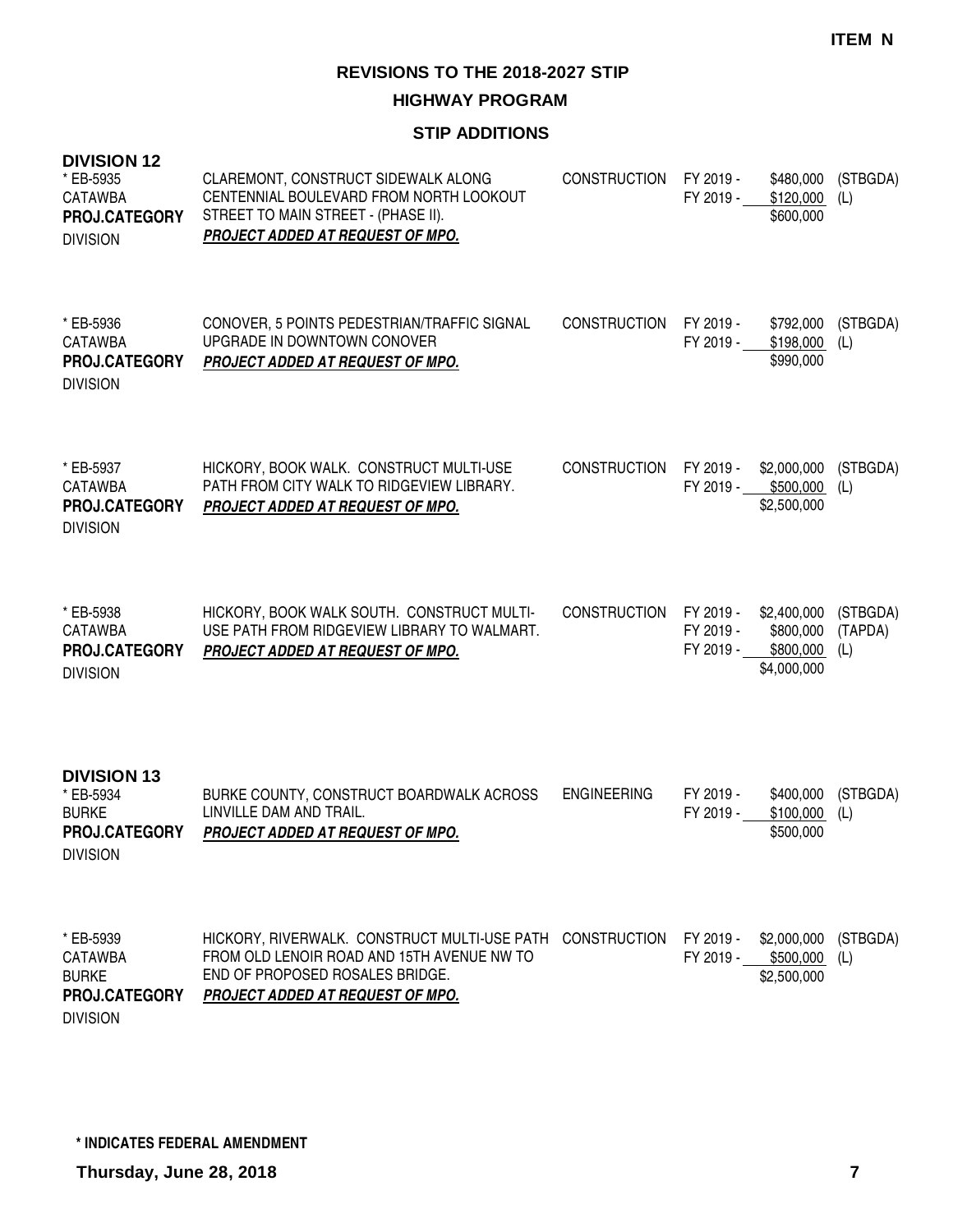**ITEM N**

# REVISIONS TO THE 2018-2027 STIP

## HIGHWAY PROGRAM

### STIP ADDITIONS

**DIVISION 12**

| | | | | | |
|---|---|---|---|---|---|
| * EB-5935<br>CATAWBA<br>**PROJ.CATEGORY**<br>DIVISION | CLAREMONT, CONSTRUCT SIDEWALK ALONG CENTENNIAL BOULEVARD FROM NORTH LOOKOUT STREET TO MAIN STREET - (PHASE II).<br>***PROJECT ADDED AT REQUEST OF MPO.*** | CONSTRUCTION | FY 2019 -<br>FY 2019 - | \$480,000<br>\$120,000<br>\$600,000 | (STBGDA)<br>(L) |
| * EB-5936<br>CATAWBA<br>**PROJ.CATEGORY**<br>DIVISION | CONOVER, 5 POINTS PEDESTRIAN/TRAFFIC SIGNAL UPGRADE IN DOWNTOWN CONOVER<br>***PROJECT ADDED AT REQUEST OF MPO.*** | CONSTRUCTION | FY 2019 -<br>FY 2019 - | \$792,000<br>\$198,000<br>\$990,000 | (STBGDA)<br>(L) |
| * EB-5937<br>CATAWBA<br>**PROJ.CATEGORY**<br>DIVISION | HICKORY, BOOK WALK. CONSTRUCT MULTI-USE PATH FROM CITY WALK TO RIDGEVIEW LIBRARY.<br>***PROJECT ADDED AT REQUEST OF MPO.*** | CONSTRUCTION | FY 2019 -<br>FY 2019 - | \$2,000,000<br>\$500,000<br>\$2,500,000 | (STBGDA)<br>(L) |
| * EB-5938<br>CATAWBA<br>**PROJ.CATEGORY**<br>DIVISION | HICKORY, BOOK WALK SOUTH. CONSTRUCT MULTI-USE PATH FROM RIDGEVIEW LIBRARY TO WALMART.<br>***PROJECT ADDED AT REQUEST OF MPO.*** | CONSTRUCTION | FY 2019 -<br>FY 2019 -<br>FY 2019 - | \$2,400,000<br>\$800,000<br>\$800,000<br>\$4,000,000 | (STBGDA)<br>(TAPDA)<br>(L) |

**DIVISION 13**

| | | | | | |
|---|---|---|---|---|---|
| * EB-5934<br>BURKE<br>**PROJ.CATEGORY**<br>DIVISION | BURKE COUNTY, CONSTRUCT BOARDWALK ACROSS LINVILLE DAM AND TRAIL.<br>***PROJECT ADDED AT REQUEST OF MPO.*** | ENGINEERING | FY 2019 -<br>FY 2019 - | \$400,000<br>\$100,000<br>\$500,000 | (STBGDA)<br>(L) |
| * EB-5939<br>CATAWBA<br>BURKE<br>**PROJ.CATEGORY**<br>DIVISION | HICKORY, RIVERWALK. CONSTRUCT MULTI-USE PATH FROM OLD LENOIR ROAD AND 15TH AVENUE NW TO END OF PROPOSED ROSALES BRIDGE.<br>***PROJECT ADDED AT REQUEST OF MPO.*** | CONSTRUCTION | FY 2019 -<br>FY 2019 - | \$2,000,000<br>\$500,000<br>\$2,500,000 | (STBGDA)<br>(L) |

**\* INDICATES FEDERAL AMENDMENT**

**Thursday, June 28, 2018**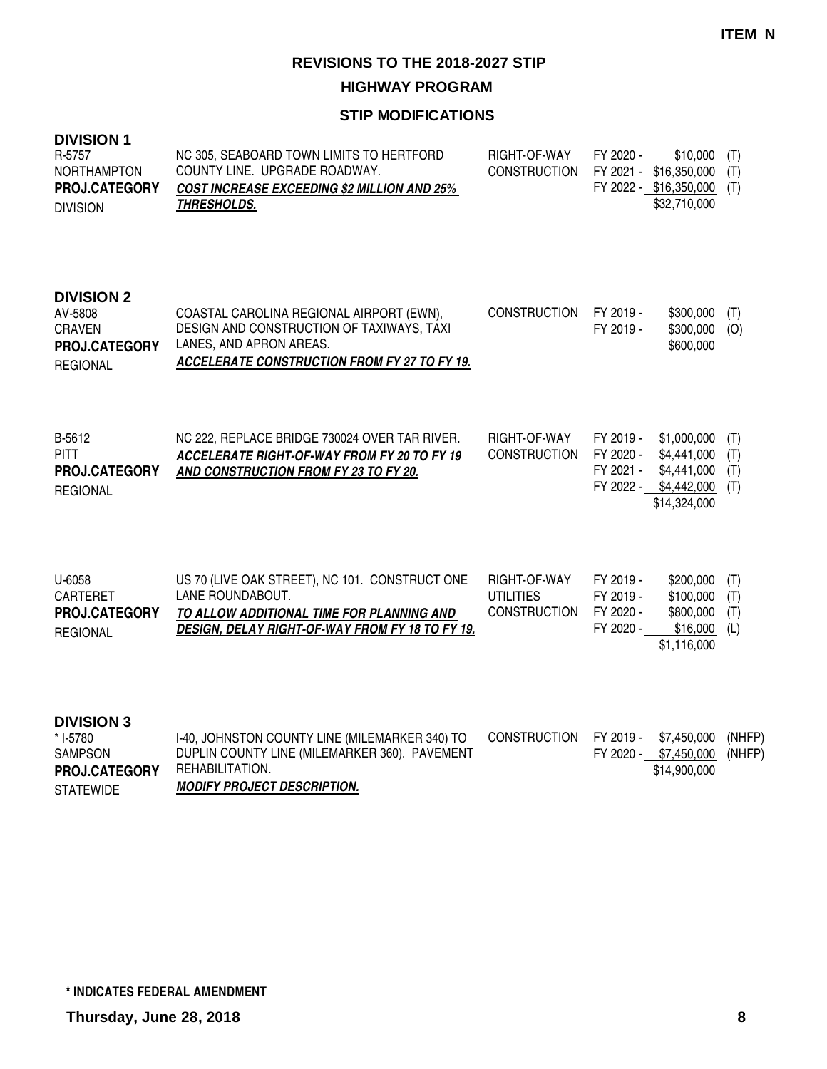**ITEM N**

# REVISIONS TO THE 2018-2027 STIP

## HIGHWAY PROGRAM

### STIP MODIFICATIONS

**DIVISION 1**

| | | | | | |
|---|---|---|---|---|---|
| R-5757<br>NORTHAMPTON<br>**PROJ.CATEGORY**<br>DIVISION | NC 305, SEABOARD TOWN LIMITS TO HERTFORD COUNTY LINE. UPGRADE ROADWAY.<br>***COST INCREASE EXCEEDING $2 MILLION AND 25% THRESHOLDS.*** | RIGHT-OF-WAY<br>CONSTRUCTION | FY 2020 -<br>FY 2021 -<br>FY 2022 - | $10,000<br>$16,350,000<br>$16,350,000<br>$32,710,000 | (T)<br>(T)<br>(T) |

**DIVISION 2**

| | | | | | |
|---|---|---|---|---|---|
| AV-5808<br>CRAVEN<br>**PROJ.CATEGORY**<br>REGIONAL | COASTAL CAROLINA REGIONAL AIRPORT (EWN), DESIGN AND CONSTRUCTION OF TAXIWAYS, TAXI LANES, AND APRON AREAS.<br>***ACCELERATE CONSTRUCTION FROM FY 27 TO FY 19.*** | CONSTRUCTION | FY 2019 -<br>FY 2019 - | $300,000<br>$300,000<br>$600,000 | (T)<br>(O) |
| B-5612<br>PITT<br>**PROJ.CATEGORY**<br>REGIONAL | NC 222, REPLACE BRIDGE 730024 OVER TAR RIVER.<br>***ACCELERATE RIGHT-OF-WAY FROM FY 20 TO FY 19 AND CONSTRUCTION FROM FY 23 TO FY 20.*** | RIGHT-OF-WAY<br>CONSTRUCTION | FY 2019 -<br>FY 2020 -<br>FY 2021 -<br>FY 2022 - | $1,000,000<br>$4,441,000<br>$4,441,000<br>$4,442,000<br>$14,324,000 | (T)<br>(T)<br>(T)<br>(T) |
| U-6058<br>CARTERET<br>**PROJ.CATEGORY**<br>REGIONAL | US 70 (LIVE OAK STREET), NC 101. CONSTRUCT ONE LANE ROUNDABOUT.<br>***TO ALLOW ADDITIONAL TIME FOR PLANNING AND DESIGN, DELAY RIGHT-OF-WAY FROM FY 18 TO FY 19.*** | RIGHT-OF-WAY<br>UTILITIES<br>CONSTRUCTION | FY 2019 -<br>FY 2019 -<br>FY 2020 -<br>FY 2020 - | $200,000<br>$100,000<br>$800,000<br>$16,000<br>$1,116,000 | (T)<br>(T)<br>(T)<br>(L) |

**DIVISION 3**

| | | | | | |
|---|---|---|---|---|---|
| * I-5780<br>SAMPSON<br>**PROJ.CATEGORY**<br>STATEWIDE | I-40, JOHNSTON COUNTY LINE (MILEMARKER 340) TO DUPLIN COUNTY LINE (MILEMARKER 360). PAVEMENT REHABILITATION.<br>***MODIFY PROJECT DESCRIPTION.*** | CONSTRUCTION | FY 2019 -<br>FY 2020 - | $7,450,000<br>$7,450,000<br>$14,900,000 | (NHFP)<br>(NHFP) |

**\* INDICATES FEDERAL AMENDMENT**

**Thursday, June 28, 2018**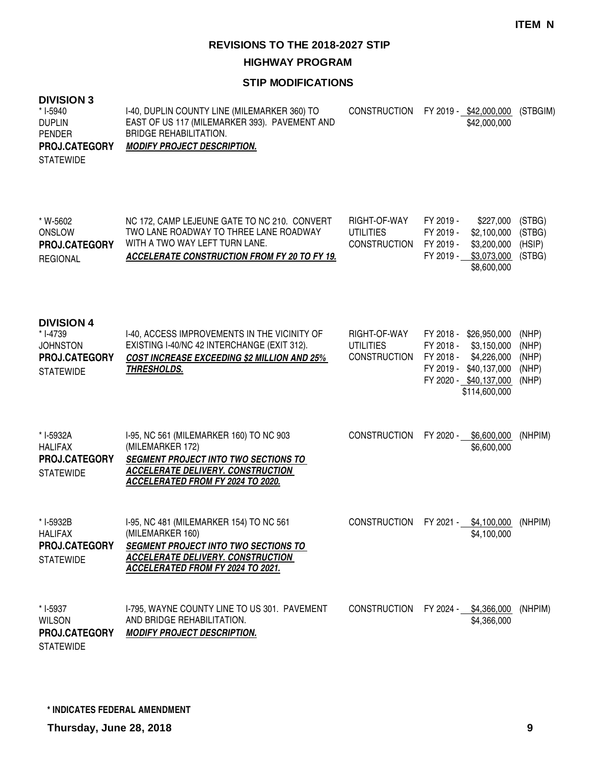**ITEM N**

# REVISIONS TO THE 2018-2027 STIP

## HIGHWAY PROGRAM

### STIP MODIFICATIONS

**DIVISION 3**

| | | | | |
|---|---|---|---|---|
| * I-5940<br>DUPLIN<br>PENDER<br>**PROJ.CATEGORY**<br>STATEWIDE | I-40, DUPLIN COUNTY LINE (MILEMARKER 360) TO EAST OF US 117 (MILEMARKER 393). PAVEMENT AND BRIDGE REHABILITATION.<br>***MODIFY PROJECT DESCRIPTION.*** | CONSTRUCTION | FY 2019 - $42,000,000<br>$42,000,000 | (STBGIM) |
| * W-5602<br>ONSLOW<br>**PROJ.CATEGORY**<br>REGIONAL | NC 172, CAMP LEJEUNE GATE TO NC 210. CONVERT TWO LANE ROADWAY TO THREE LANE ROADWAY WITH A TWO WAY LEFT TURN LANE.<br>***ACCELERATE CONSTRUCTION FROM FY 20 TO FY 19.*** | RIGHT-OF-WAY<br>UTILITIES<br>CONSTRUCTION | FY 2019 - $227,000<br>FY 2019 - $2,100,000<br>FY 2019 - $3,200,000<br>FY 2019 - $3,073,000<br>$8,600,000 | (STBG)<br>(STBG)<br>(HSIP)<br>(STBG) |

**DIVISION 4**

| | | | | |
|---|---|---|---|---|
| * I-4739<br>JOHNSTON<br>**PROJ.CATEGORY**<br>STATEWIDE | I-40, ACCESS IMPROVEMENTS IN THE VICINITY OF EXISTING I-40/NC 42 INTERCHANGE (EXIT 312).<br>***COST INCREASE EXCEEDING $2 MILLION AND 25% THRESHOLDS.*** | RIGHT-OF-WAY<br>UTILITIES<br>CONSTRUCTION | FY 2018 - $26,950,000<br>FY 2018 - $3,150,000<br>FY 2018 - $4,226,000<br>FY 2019 - $40,137,000<br>FY 2020 - $40,137,000<br>$114,600,000 | (NHP)<br>(NHP)<br>(NHP)<br>(NHP)<br>(NHP) |
| * I-5932A<br>HALIFAX<br>**PROJ.CATEGORY**<br>STATEWIDE | I-95, NC 561 (MILEMARKER 160) TO NC 903 (MILEMARKER 172)<br>***SEGMENT PROJECT INTO TWO SECTIONS TO ACCELERATE DELIVERY. CONSTRUCTION ACCELERATED FROM FY 2024 TO 2020.*** | CONSTRUCTION | FY 2020 - $6,600,000<br>$6,600,000 | (NHPIM) |
| * I-5932B<br>HALIFAX<br>**PROJ.CATEGORY**<br>STATEWIDE | I-95, NC 481 (MILEMARKER 154) TO NC 561 (MILEMARKER 160)<br>***SEGMENT PROJECT INTO TWO SECTIONS TO ACCELERATE DELIVERY. CONSTRUCTION ACCELERATED FROM FY 2024 TO 2021.*** | CONSTRUCTION | FY 2021 - $4,100,000<br>$4,100,000 | (NHPIM) |
| * I-5937<br>WILSON<br>**PROJ.CATEGORY**<br>STATEWIDE | I-795, WAYNE COUNTY LINE TO US 301. PAVEMENT AND BRIDGE REHABILITATION.<br>***MODIFY PROJECT DESCRIPTION.*** | CONSTRUCTION | FY 2024 - $4,366,000<br>$4,366,000 | (NHPIM) |

**\* INDICATES FEDERAL AMENDMENT**

**Thursday, June 28, 2018**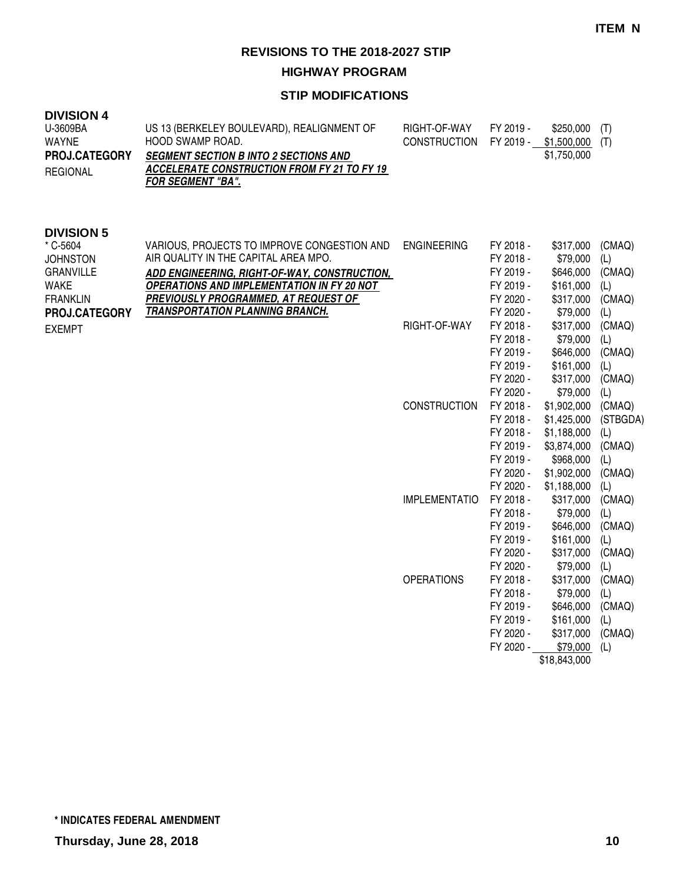ITEM N

# REVISIONS TO THE 2018-2027 STIP

## HIGHWAY PROGRAM

### STIP MODIFICATIONS

**DIVISION 4**

| | | | | | |
|---|---|---|---|---|---|
| U-3609BA<br>WAYNE<br>**PROJ.CATEGORY**<br>REGIONAL | US 13 (BERKELEY BOULEVARD), REALIGNMENT OF HOOD SWAMP ROAD.<br>***SEGMENT SECTION B INTO 2 SECTIONS AND ACCELERATE CONSTRUCTION FROM FY 21 TO FY 19 FOR SEGMENT "BA".*** | RIGHT-OF-WAY | FY 2019 - | $250,000 | (T) |
| | | CONSTRUCTION | FY 2019 - | $1,500,000 | (T) |
| | | | | $1,750,000 | |

**DIVISION 5**

| | | | | | |
|---|---|---|---|---|---|
| * C-5604<br>JOHNSTON<br>GRANVILLE<br>WAKE<br>FRANKLIN<br>**PROJ.CATEGORY**<br>EXEMPT | VARIOUS, PROJECTS TO IMPROVE CONGESTION AND AIR QUALITY IN THE CAPITAL AREA MPO.<br>***ADD ENGINEERING, RIGHT-OF-WAY, CONSTRUCTION, OPERATIONS AND IMPLEMENTATION IN FY 20 NOT PREVIOUSLY PROGRAMMED, AT REQUEST OF TRANSPORTATION PLANNING BRANCH.*** | ENGINEERING | FY 2018 - | $317,000 | (CMAQ) |
| | | | FY 2018 - | $79,000 | (L) |
| | | | FY 2019 - | $646,000 | (CMAQ) |
| | | | FY 2019 - | $161,000 | (L) |
| | | | FY 2020 - | $317,000 | (CMAQ) |
| | | | FY 2020 - | $79,000 | (L) |
| | | RIGHT-OF-WAY | FY 2018 - | $317,000 | (CMAQ) |
| | | | FY 2018 - | $79,000 | (L) |
| | | | FY 2019 - | $646,000 | (CMAQ) |
| | | | FY 2019 - | $161,000 | (L) |
| | | | FY 2020 - | $317,000 | (CMAQ) |
| | | | FY 2020 - | $79,000 | (L) |
| | | CONSTRUCTION | FY 2018 - | $1,902,000 | (CMAQ) |
| | | | FY 2018 - | $1,425,000 | (STBGDA) |
| | | | FY 2018 - | $1,188,000 | (L) |
| | | | FY 2019 - | $3,874,000 | (CMAQ) |
| | | | FY 2019 - | $968,000 | (L) |
| | | | FY 2020 - | $1,902,000 | (CMAQ) |
| | | | FY 2020 - | $1,188,000 | (L) |
| | | IMPLEMENTATIO | FY 2018 - | $317,000 | (CMAQ) |
| | | | FY 2018 - | $79,000 | (L) |
| | | | FY 2019 - | $646,000 | (CMAQ) |
| | | | FY 2019 - | $161,000 | (L) |
| | | | FY 2020 - | $317,000 | (CMAQ) |
| | | | FY 2020 - | $79,000 | (L) |
| | | OPERATIONS | FY 2018 - | $317,000 | (CMAQ) |
| | | | FY 2018 - | $79,000 | (L) |
| | | | FY 2019 - | $646,000 | (CMAQ) |
| | | | FY 2019 - | $161,000 | (L) |
| | | | FY 2020 - | $317,000 | (CMAQ) |
| | | | FY 2020 - | $79,000 | (L) |
| | | | | $18,843,000 | |

**\* INDICATES FEDERAL AMENDMENT**

**Thursday, June 28, 2018**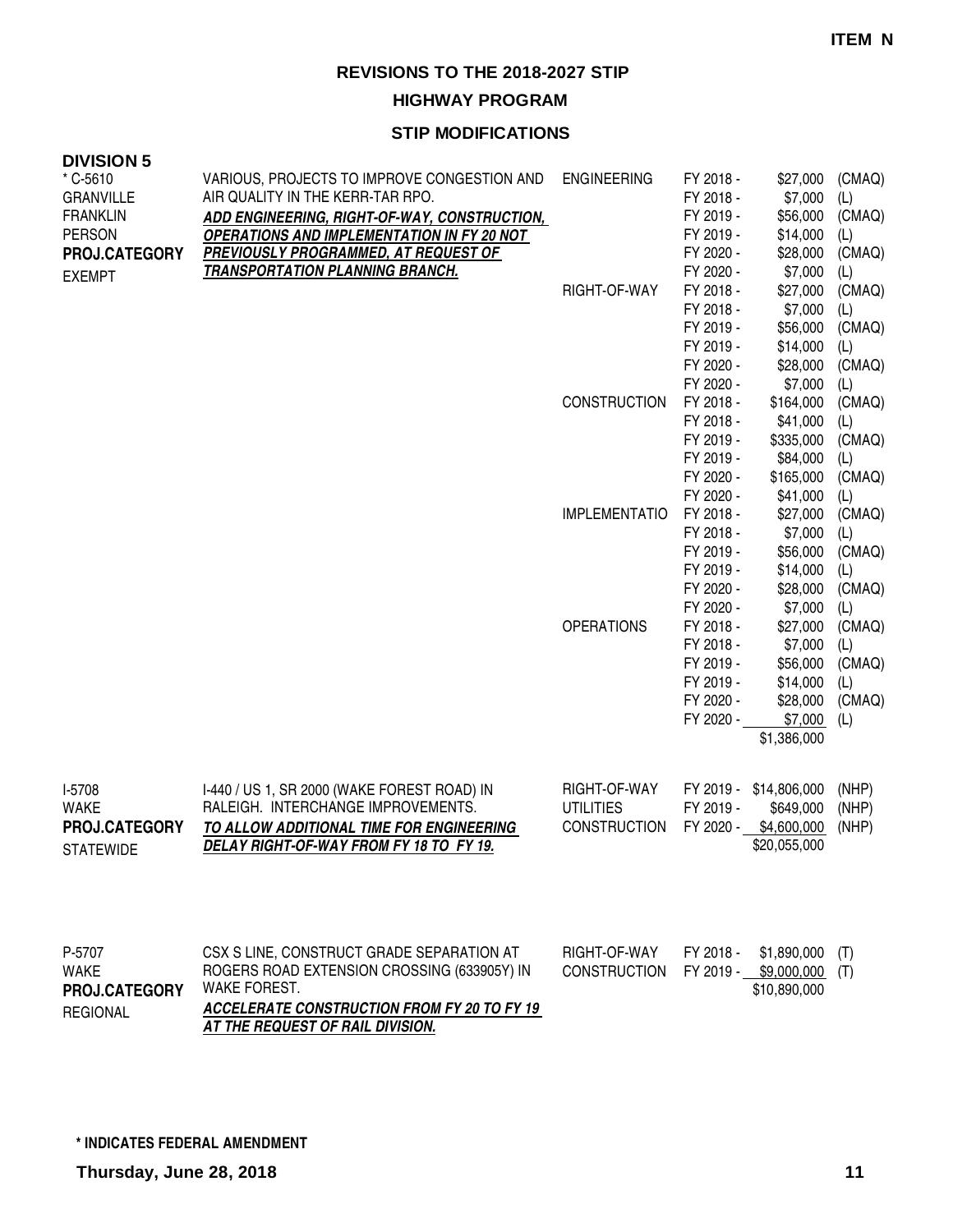**ITEM N**

# REVISIONS TO THE 2018-2027 STIP

## HIGHWAY PROGRAM

### STIP MODIFICATIONS

**DIVISION 5**

| | | | | | |
|---|---|---|---|---|---|
| * C-5610<br>GRANVILLE<br>FRANKLIN<br>PERSON<br>**PROJ.CATEGORY**<br>EXEMPT | VARIOUS, PROJECTS TO IMPROVE CONGESTION AND AIR QUALITY IN THE KERR-TAR RPO.<br>***ADD ENGINEERING, RIGHT-OF-WAY, CONSTRUCTION, OPERATIONS AND IMPLEMENTATION IN FY 20 NOT PREVIOUSLY PROGRAMMED, AT REQUEST OF TRANSPORTATION PLANNING BRANCH.*** | ENGINEERING | FY 2018 - | $27,000 | (CMAQ) |
| | | | FY 2018 - | $7,000 | (L) |
| | | | FY 2019 - | $56,000 | (CMAQ) |
| | | | FY 2019 - | $14,000 | (L) |
| | | | FY 2020 - | $28,000 | (CMAQ) |
| | | | FY 2020 - | $7,000 | (L) |
| | | RIGHT-OF-WAY | FY 2018 - | $27,000 | (CMAQ) |
| | | | FY 2018 - | $7,000 | (L) |
| | | | FY 2019 - | $56,000 | (CMAQ) |
| | | | FY 2019 - | $14,000 | (L) |
| | | | FY 2020 - | $28,000 | (CMAQ) |
| | | | FY 2020 - | $7,000 | (L) |
| | | CONSTRUCTION | FY 2018 - | $164,000 | (CMAQ) |
| | | | FY 2018 - | $41,000 | (L) |
| | | | FY 2019 - | $335,000 | (CMAQ) |
| | | | FY 2019 - | $84,000 | (L) |
| | | | FY 2020 - | $165,000 | (CMAQ) |
| | | | FY 2020 - | $41,000 | (L) |
| | | IMPLEMENTATIO | FY 2018 - | $27,000 | (CMAQ) |
| | | | FY 2018 - | $7,000 | (L) |
| | | | FY 2019 - | $56,000 | (CMAQ) |
| | | | FY 2019 - | $14,000 | (L) |
| | | | FY 2020 - | $28,000 | (CMAQ) |
| | | | FY 2020 - | $7,000 | (L) |
| | | OPERATIONS | FY 2018 - | $27,000 | (CMAQ) |
| | | | FY 2018 - | $7,000 | (L) |
| | | | FY 2019 - | $56,000 | (CMAQ) |
| | | | FY 2019 - | $14,000 | (L) |
| | | | FY 2020 - | $28,000 | (CMAQ) |
| | | | FY 2020 - | $7,000 | (L) |
| | | | | $1,386,000 | |

| | | | | | |
|---|---|---|---|---|---|
| I-5708<br>WAKE<br>**PROJ.CATEGORY**<br>STATEWIDE | I-440 / US 1, SR 2000 (WAKE FOREST ROAD) IN RALEIGH. INTERCHANGE IMPROVEMENTS.<br>***TO ALLOW ADDITIONAL TIME FOR ENGINEERING DELAY RIGHT-OF-WAY FROM FY 18 TO FY 19.*** | RIGHT-OF-WAY | FY 2019 - | $14,806,000 | (NHP) |
| | | UTILITIES | FY 2019 - | $649,000 | (NHP) |
| | | CONSTRUCTION | FY 2020 - | $4,600,000 | (NHP) |
| | | | | $20,055,000 | |

| | | | | | |
|---|---|---|---|---|---|
| P-5707<br>WAKE<br>**PROJ.CATEGORY**<br>REGIONAL | CSX S LINE, CONSTRUCT GRADE SEPARATION AT ROGERS ROAD EXTENSION CROSSING (633905Y) IN WAKE FOREST.<br>***ACCELERATE CONSTRUCTION FROM FY 20 TO FY 19 AT THE REQUEST OF RAIL DIVISION.*** | RIGHT-OF-WAY | FY 2018 - | $1,890,000 | (T) |
| | | CONSTRUCTION | FY 2019 - | $9,000,000 | (T) |
| | | | | $10,890,000 | |

**\* INDICATES FEDERAL AMENDMENT**

**Thursday, June 28, 2018**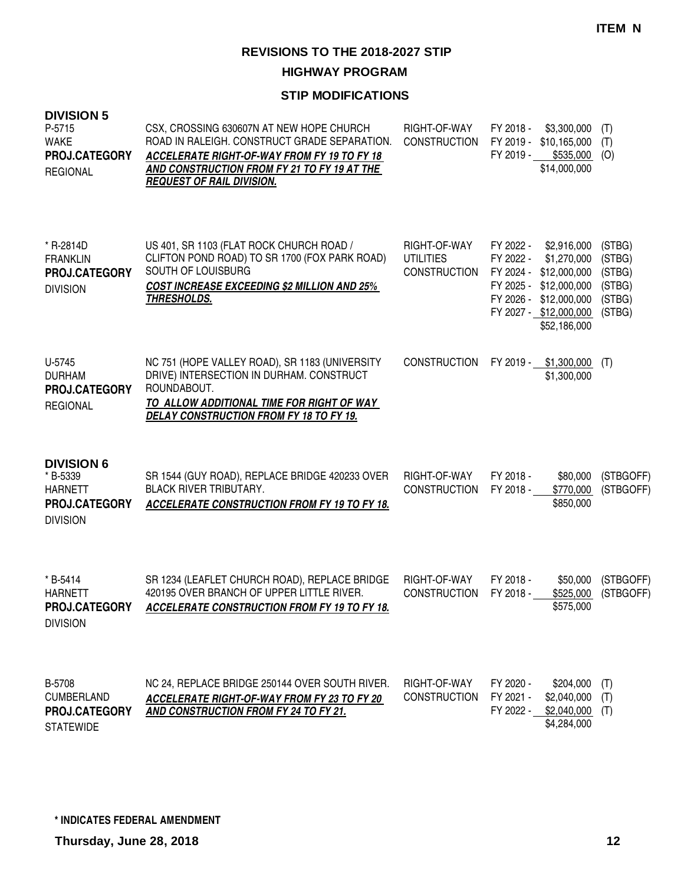**ITEM N**

# REVISIONS TO THE 2018-2027 STIP

## HIGHWAY PROGRAM

### STIP MODIFICATIONS

**DIVISION 5**

| | | | | | |
|---|---|---|---|---|---|
| P-5715<br>WAKE<br>**PROJ.CATEGORY**<br>REGIONAL | CSX, CROSSING 630607N AT NEW HOPE CHURCH ROAD IN RALEIGH. CONSTRUCT GRADE SEPARATION.<br>***ACCELERATE RIGHT-OF-WAY FROM FY 19 TO FY 18 AND CONSTRUCTION FROM FY 21 TO FY 19 AT THE REQUEST OF RAIL DIVISION.*** | RIGHT-OF-WAY<br>CONSTRUCTION | FY 2018 -<br>FY 2019 -<br>FY 2019 - | $3,300,000<br>$10,165,000<br>$535,000<br>$14,000,000 | (T)<br>(T)<br>(O) |
| * R-2814D<br>FRANKLIN<br>**PROJ.CATEGORY**<br>DIVISION | US 401, SR 1103 (FLAT ROCK CHURCH ROAD / CLIFTON POND ROAD) TO SR 1700 (FOX PARK ROAD) SOUTH OF LOUISBURG<br>***COST INCREASE EXCEEDING $2 MILLION AND 25% THRESHOLDS.*** | RIGHT-OF-WAY<br>UTILITIES<br>CONSTRUCTION | FY 2022 -<br>FY 2022 -<br>FY 2024 -<br>FY 2025 -<br>FY 2026 -<br>FY 2027 - | $2,916,000<br>$1,270,000<br>$12,000,000<br>$12,000,000<br>$12,000,000<br>$12,000,000<br>$52,186,000 | (STBG)<br>(STBG)<br>(STBG)<br>(STBG)<br>(STBG)<br>(STBG) |
| U-5745<br>DURHAM<br>**PROJ.CATEGORY**<br>REGIONAL | NC 751 (HOPE VALLEY ROAD), SR 1183 (UNIVERSITY DRIVE) INTERSECTION IN DURHAM. CONSTRUCT ROUNDABOUT.<br>***TO ALLOW ADDITIONAL TIME FOR RIGHT OF WAY DELAY CONSTRUCTION FROM FY 18 TO FY 19.*** | CONSTRUCTION | FY 2019 - | $1,300,000<br>$1,300,000 | (T) |

**DIVISION 6**

| | | | | | |
|---|---|---|---|---|---|
| * B-5339<br>HARNETT<br>**PROJ.CATEGORY**<br>DIVISION | SR 1544 (GUY ROAD), REPLACE BRIDGE 420233 OVER BLACK RIVER TRIBUTARY.<br>***ACCELERATE CONSTRUCTION FROM FY 19 TO FY 18.*** | RIGHT-OF-WAY<br>CONSTRUCTION | FY 2018 -<br>FY 2018 - | $80,000<br>$770,000<br>$850,000 | (STBGOFF)<br>(STBGOFF) |
| * B-5414<br>HARNETT<br>**PROJ.CATEGORY**<br>DIVISION | SR 1234 (LEAFLET CHURCH ROAD), REPLACE BRIDGE 420195 OVER BRANCH OF UPPER LITTLE RIVER.<br>***ACCELERATE CONSTRUCTION FROM FY 19 TO FY 18.*** | RIGHT-OF-WAY<br>CONSTRUCTION | FY 2018 -<br>FY 2018 - | $50,000<br>$525,000<br>$575,000 | (STBGOFF)<br>(STBGOFF) |
| B-5708<br>CUMBERLAND<br>**PROJ.CATEGORY**<br>STATEWIDE | NC 24, REPLACE BRIDGE 250144 OVER SOUTH RIVER.<br>***ACCELERATE RIGHT-OF-WAY FROM FY 23 TO FY 20 AND CONSTRUCTION FROM FY 24 TO FY 21.*** | RIGHT-OF-WAY<br>CONSTRUCTION | FY 2020 -<br>FY 2021 -<br>FY 2022 - | $204,000<br>$2,040,000<br>$2,040,000<br>$4,284,000 | (T)<br>(T)<br>(T) |

**\* INDICATES FEDERAL AMENDMENT**

**Thursday, June 28, 2018**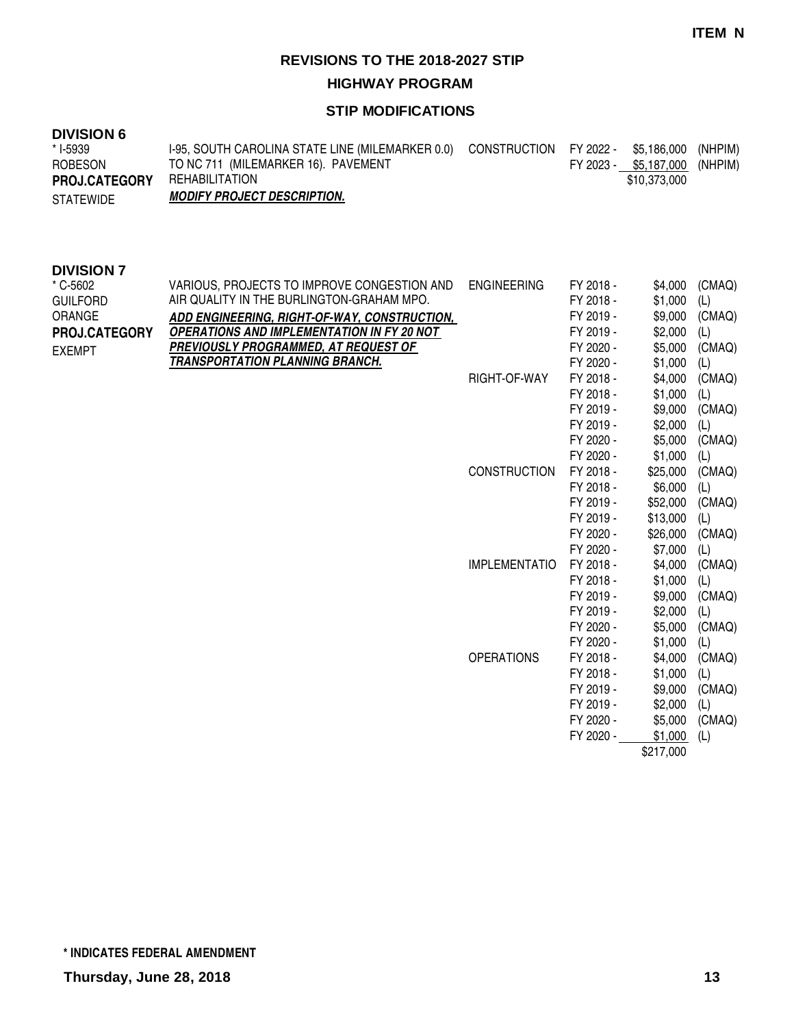**ITEM N**

# REVISIONS TO THE 2018-2027 STIP

## HIGHWAY PROGRAM

### STIP MODIFICATIONS

**DIVISION 6**

| | | | | | |
|---|---|---|---|---|---|
| * I-5939<br>ROBESON<br>**PROJ.CATEGORY**<br>STATEWIDE | I-95, SOUTH CAROLINA STATE LINE (MILEMARKER 0.0) TO NC 711 (MILEMARKER 16). PAVEMENT REHABILITATION<br>***MODIFY PROJECT DESCRIPTION.*** | CONSTRUCTION | FY 2022 - | $5,186,000 | (NHPIM) |
| | | | FY 2023 - | $5,187,000 | (NHPIM) |
| | | | | $10,373,000 | |

**DIVISION 7**

| | | | | | |
|---|---|---|---|---|---|
| * C-5602<br>GUILFORD<br>ORANGE<br>**PROJ.CATEGORY**<br>EXEMPT | VARIOUS, PROJECTS TO IMPROVE CONGESTION AND AIR QUALITY IN THE BURLINGTON-GRAHAM MPO.<br>***ADD ENGINEERING, RIGHT-OF-WAY, CONSTRUCTION, OPERATIONS AND IMPLEMENTATION IN FY 20 NOT PREVIOUSLY PROGRAMMED, AT REQUEST OF TRANSPORTATION PLANNING BRANCH.*** | ENGINEERING | FY 2018 - | $4,000 | (CMAQ) |
| | | | FY 2018 - | $1,000 | (L) |
| | | | FY 2019 - | $9,000 | (CMAQ) |
| | | | FY 2019 - | $2,000 | (L) |
| | | | FY 2020 - | $5,000 | (CMAQ) |
| | | | FY 2020 - | $1,000 | (L) |
| | | RIGHT-OF-WAY | FY 2018 - | $4,000 | (CMAQ) |
| | | | FY 2018 - | $1,000 | (L) |
| | | | FY 2019 - | $9,000 | (CMAQ) |
| | | | FY 2019 - | $2,000 | (L) |
| | | | FY 2020 - | $5,000 | (CMAQ) |
| | | | FY 2020 - | $1,000 | (L) |
| | | CONSTRUCTION | FY 2018 - | $25,000 | (CMAQ) |
| | | | FY 2018 - | $6,000 | (L) |
| | | | FY 2019 - | $52,000 | (CMAQ) |
| | | | FY 2019 - | $13,000 | (L) |
| | | | FY 2020 - | $26,000 | (CMAQ) |
| | | | FY 2020 - | $7,000 | (L) |
| | | IMPLEMENTATIO | FY 2018 - | $4,000 | (CMAQ) |
| | | | FY 2018 - | $1,000 | (L) |
| | | | FY 2019 - | $9,000 | (CMAQ) |
| | | | FY 2019 - | $2,000 | (L) |
| | | | FY 2020 - | $5,000 | (CMAQ) |
| | | | FY 2020 - | $1,000 | (L) |
| | | OPERATIONS | FY 2018 - | $4,000 | (CMAQ) |
| | | | FY 2018 - | $1,000 | (L) |
| | | | FY 2019 - | $9,000 | (CMAQ) |
| | | | FY 2019 - | $2,000 | (L) |
| | | | FY 2020 - | $5,000 | (CMAQ) |
| | | | FY 2020 - | $1,000 | (L) |
| | | | | $217,000 | |

**\* INDICATES FEDERAL AMENDMENT**

**Thursday, June 28, 2018**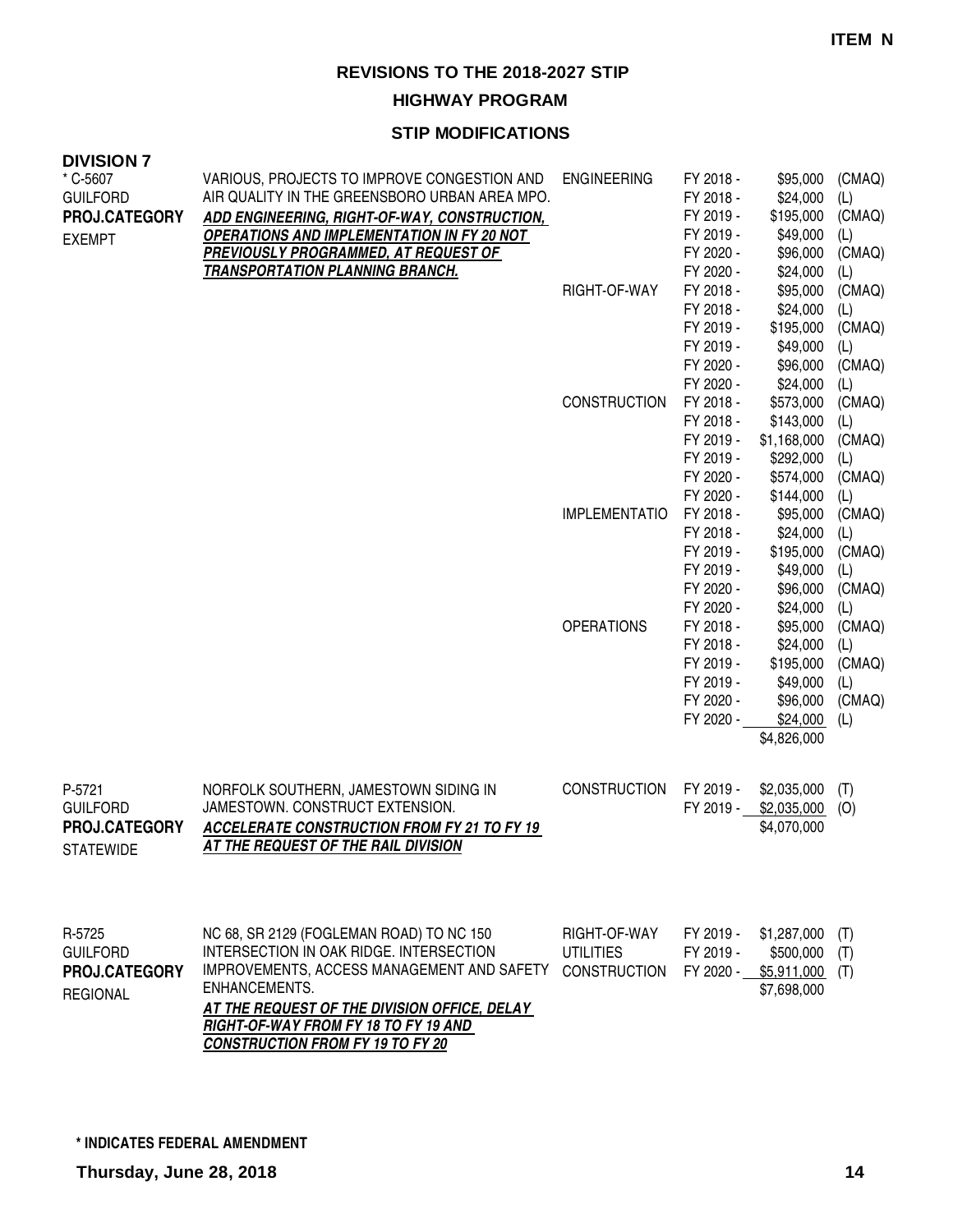ITEM N

# REVISIONS TO THE 2018-2027 STIP

## HIGHWAY PROGRAM

### STIP MODIFICATIONS

**DIVISION 7**

| Project | Description | Phase | FY | Amount | Source |
|---|---|---|---|---|---|
| * C-5607<br>GUILFORD<br>**PROJ.CATEGORY**<br>EXEMPT | VARIOUS, PROJECTS TO IMPROVE CONGESTION AND AIR QUALITY IN THE GREENSBORO URBAN AREA MPO.<br>***ADD ENGINEERING, RIGHT-OF-WAY, CONSTRUCTION, OPERATIONS AND IMPLEMENTATION IN FY 20 NOT PREVIOUSLY PROGRAMMED, AT REQUEST OF TRANSPORTATION PLANNING BRANCH.*** | ENGINEERING | FY 2018 - | $95,000 | (CMAQ) |
| | | | FY 2018 - | $24,000 | (L) |
| | | | FY 2019 - | $195,000 | (CMAQ) |
| | | | FY 2019 - | $49,000 | (L) |
| | | | FY 2020 - | $96,000 | (CMAQ) |
| | | | FY 2020 - | $24,000 | (L) |
| | | RIGHT-OF-WAY | FY 2018 - | $95,000 | (CMAQ) |
| | | | FY 2018 - | $24,000 | (L) |
| | | | FY 2019 - | $195,000 | (CMAQ) |
| | | | FY 2019 - | $49,000 | (L) |
| | | | FY 2020 - | $96,000 | (CMAQ) |
| | | | FY 2020 - | $24,000 | (L) |
| | | CONSTRUCTION | FY 2018 - | $573,000 | (CMAQ) |
| | | | FY 2018 - | $143,000 | (L) |
| | | | FY 2019 - | $1,168,000 | (CMAQ) |
| | | | FY 2019 - | $292,000 | (L) |
| | | | FY 2020 - | $574,000 | (CMAQ) |
| | | | FY 2020 - | $144,000 | (L) |
| | | IMPLEMENTATIO | FY 2018 - | $95,000 | (CMAQ) |
| | | | FY 2018 - | $24,000 | (L) |
| | | | FY 2019 - | $195,000 | (CMAQ) |
| | | | FY 2019 - | $49,000 | (L) |
| | | | FY 2020 - | $96,000 | (CMAQ) |
| | | | FY 2020 - | $24,000 | (L) |
| | | OPERATIONS | FY 2018 - | $95,000 | (CMAQ) |
| | | | FY 2018 - | $24,000 | (L) |
| | | | FY 2019 - | $195,000 | (CMAQ) |
| | | | FY 2019 - | $49,000 | (L) |
| | | | FY 2020 - | $96,000 | (CMAQ) |
| | | | FY 2020 - | $24,000 | (L) |
| | | | | $4,826,000 | |
| P-5721<br>GUILFORD<br>**PROJ.CATEGORY**<br>STATEWIDE | NORFOLK SOUTHERN, JAMESTOWN SIDING IN JAMESTOWN. CONSTRUCT EXTENSION.<br>***ACCELERATE CONSTRUCTION FROM FY 21 TO FY 19 AT THE REQUEST OF THE RAIL DIVISION*** | CONSTRUCTION | FY 2019 - | $2,035,000 | (T) |
| | | | FY 2019 - | $2,035,000 | (O) |
| | | | | $4,070,000 | |
| R-5725<br>GUILFORD<br>**PROJ.CATEGORY**<br>REGIONAL | NC 68, SR 2129 (FOGLEMAN ROAD) TO NC 150 INTERSECTION IN OAK RIDGE. INTERSECTION IMPROVEMENTS, ACCESS MANAGEMENT AND SAFETY ENHANCEMENTS.<br>***AT THE REQUEST OF THE DIVISION OFFICE, DELAY RIGHT-OF-WAY FROM FY 18 TO FY 19 AND CONSTRUCTION FROM FY 19 TO FY 20*** | RIGHT-OF-WAY | FY 2019 - | $1,287,000 | (T) |
| | | UTILITIES | FY 2019 - | $500,000 | (T) |
| | | CONSTRUCTION | FY 2020 - | $5,911,000 | (T) |
| | | | | $7,698,000 | |

**\* INDICATES FEDERAL AMENDMENT**

**Thursday, June 28, 2018**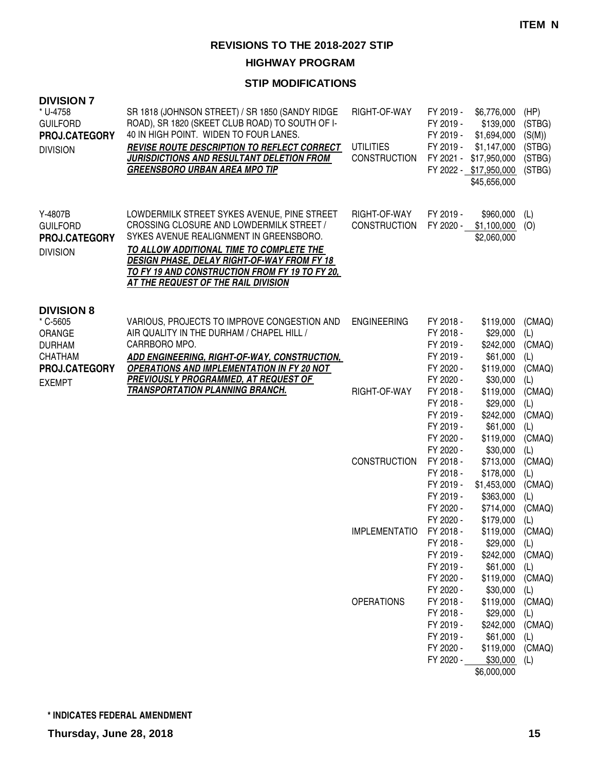ITEM N

# REVISIONS TO THE 2018-2027 STIP

## HIGHWAY PROGRAM

### STIP MODIFICATIONS

**DIVISION 7**

| Project | Description | Phase | Year | Amount | Source |
|---|---|---|---|---|---|
| * U-4758<br>GUILFORD<br>**PROJ.CATEGORY**<br>DIVISION | SR 1818 (JOHNSON STREET) / SR 1850 (SANDY RIDGE ROAD), SR 1820 (SKEET CLUB ROAD) TO SOUTH OF I-40 IN HIGH POINT. WIDEN TO FOUR LANES.<br>***REVISE ROUTE DESCRIPTION TO REFLECT CORRECT JURISDICTIONS AND RESULTANT DELETION FROM GREENSBORO URBAN AREA MPO TIP*** | RIGHT-OF-WAY | FY 2019 - | $6,776,000 | (HP) |
| | | | FY 2019 - | $139,000 | (STBG) |
| | | | FY 2019 - | $1,694,000 | (S(M)) |
| | | UTILITIES | FY 2019 - | $1,147,000 | (STBG) |
| | | CONSTRUCTION | FY 2021 - | $17,950,000 | (STBG) |
| | | | FY 2022 - | $17,950,000 | (STBG) |
| | | | | $45,656,000 | |
| Y-4807B<br>GUILFORD<br>**PROJ.CATEGORY**<br>DIVISION | LOWDERMILK STREET SYKES AVENUE, PINE STREET CROSSING CLOSURE AND LOWDERMILK STREET / SYKES AVENUE REALIGNMENT IN GREENSBORO.<br>***TO ALLOW ADDITIONAL TIME TO COMPLETE THE DESIGN PHASE, DELAY RIGHT-OF-WAY FROM FY 18 TO FY 19 AND CONSTRUCTION FROM FY 19 TO FY 20, AT THE REQUEST OF THE RAIL DIVISION*** | RIGHT-OF-WAY | FY 2019 - | $960,000 | (L) |
| | | CONSTRUCTION | FY 2020 - | $1,100,000 | (O) |
| | | | | $2,060,000 | |

**DIVISION 8**

| Project | Description | Phase | Year | Amount | Source |
|---|---|---|---|---|---|
| * C-5605<br>ORANGE<br>DURHAM<br>CHATHAM<br>**PROJ.CATEGORY**<br>EXEMPT | VARIOUS, PROJECTS TO IMPROVE CONGESTION AND AIR QUALITY IN THE DURHAM / CHAPEL HILL / CARRBORO MPO.<br>***ADD ENGINEERING, RIGHT-OF-WAY, CONSTRUCTION, OPERATIONS AND IMPLEMENTATION IN FY 20 NOT PREVIOUSLY PROGRAMMED, AT REQUEST OF TRANSPORTATION PLANNING BRANCH.*** | ENGINEERING | FY 2018 - | $119,000 | (CMAQ) |
| | | | FY 2018 - | $29,000 | (L) |
| | | | FY 2019 - | $242,000 | (CMAQ) |
| | | | FY 2019 - | $61,000 | (L) |
| | | | FY 2020 - | $119,000 | (CMAQ) |
| | | | FY 2020 - | $30,000 | (L) |
| | | RIGHT-OF-WAY | FY 2018 - | $119,000 | (CMAQ) |
| | | | FY 2018 - | $29,000 | (L) |
| | | | FY 2019 - | $242,000 | (CMAQ) |
| | | | FY 2019 - | $61,000 | (L) |
| | | | FY 2020 - | $119,000 | (CMAQ) |
| | | | FY 2020 - | $30,000 | (L) |
| | | CONSTRUCTION | FY 2018 - | $713,000 | (CMAQ) |
| | | | FY 2018 - | $178,000 | (L) |
| | | | FY 2019 - | $1,453,000 | (CMAQ) |
| | | | FY 2019 - | $363,000 | (L) |
| | | | FY 2020 - | $714,000 | (CMAQ) |
| | | | FY 2020 - | $179,000 | (L) |
| | | IMPLEMENTATIO | FY 2018 - | $119,000 | (CMAQ) |
| | | | FY 2018 - | $29,000 | (L) |
| | | | FY 2019 - | $242,000 | (CMAQ) |
| | | | FY 2019 - | $61,000 | (L) |
| | | | FY 2020 - | $119,000 | (CMAQ) |
| | | | FY 2020 - | $30,000 | (L) |
| | | OPERATIONS | FY 2018 - | $119,000 | (CMAQ) |
| | | | FY 2018 - | $29,000 | (L) |
| | | | FY 2019 - | $242,000 | (CMAQ) |
| | | | FY 2019 - | $61,000 | (L) |
| | | | FY 2020 - | $119,000 | (CMAQ) |
| | | | FY 2020 - | $30,000 | (L) |
| | | | | $6,000,000 | |

**\* INDICATES FEDERAL AMENDMENT**

**Thursday, June 28, 2018**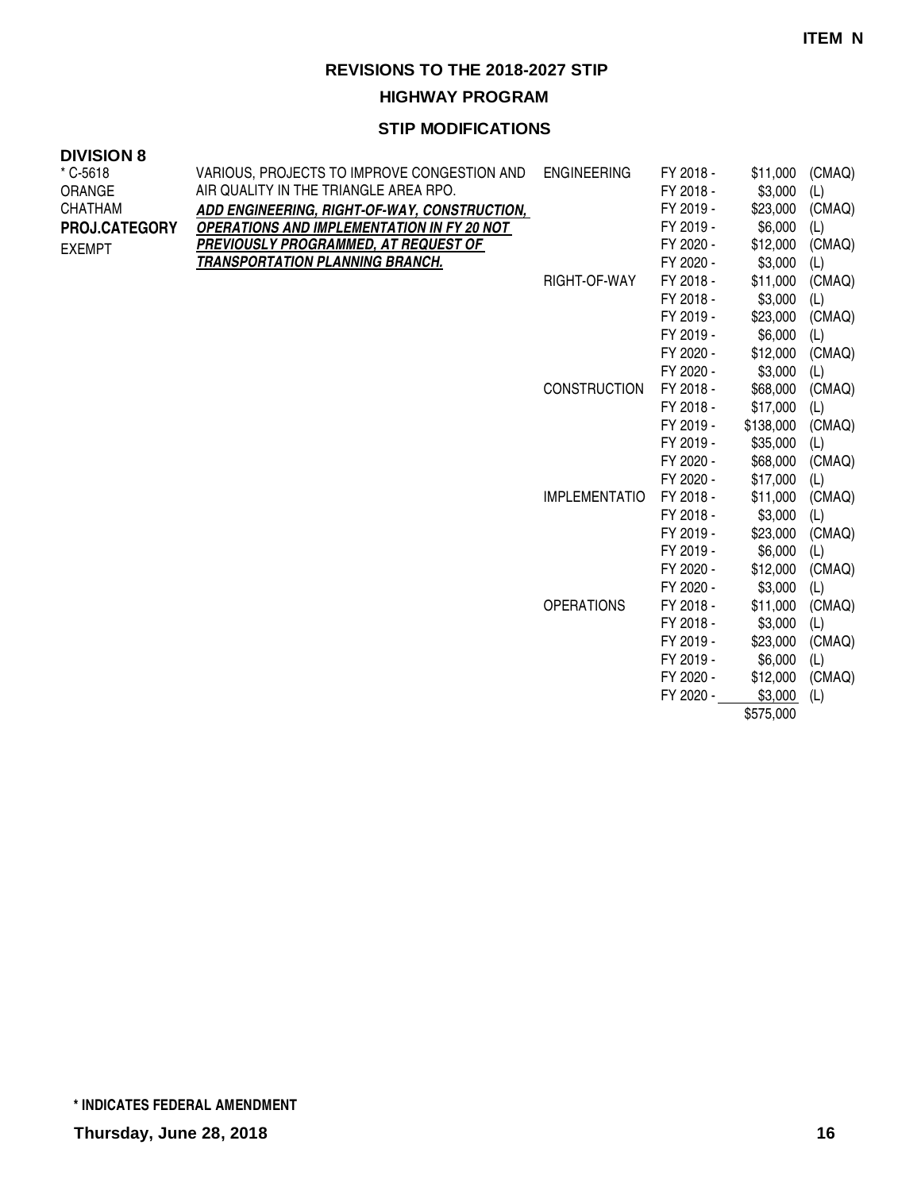**ITEM N**

# REVISIONS TO THE 2018-2027 STIP

## HIGHWAY PROGRAM

### STIP MODIFICATIONS

**DIVISION 8**

| | | | | | |
|---|---|---|---|---|---|
| * C-5618 | VARIOUS, PROJECTS TO IMPROVE CONGESTION AND | ENGINEERING | FY 2018 - | $11,000 | (CMAQ) |
| ORANGE | AIR QUALITY IN THE TRIANGLE AREA RPO. | | FY 2018 - | $3,000 | (L) |
| CHATHAM | ***ADD ENGINEERING, RIGHT-OF-WAY, CONSTRUCTION,*** | | FY 2019 - | $23,000 | (CMAQ) |
| **PROJ.CATEGORY** | ***OPERATIONS AND IMPLEMENTATION IN FY 20 NOT*** | | FY 2019 - | $6,000 | (L) |
| EXEMPT | ***PREVIOUSLY PROGRAMMED, AT REQUEST OF*** | | FY 2020 - | $12,000 | (CMAQ) |
| | ***TRANSPORTATION PLANNING BRANCH.*** | | FY 2020 - | $3,000 | (L) |
| | | RIGHT-OF-WAY | FY 2018 - | $11,000 | (CMAQ) |
| | | | FY 2018 - | $3,000 | (L) |
| | | | FY 2019 - | $23,000 | (CMAQ) |
| | | | FY 2019 - | $6,000 | (L) |
| | | | FY 2020 - | $12,000 | (CMAQ) |
| | | | FY 2020 - | $3,000 | (L) |
| | | CONSTRUCTION | FY 2018 - | $68,000 | (CMAQ) |
| | | | FY 2018 - | $17,000 | (L) |
| | | | FY 2019 - | $138,000 | (CMAQ) |
| | | | FY 2019 - | $35,000 | (L) |
| | | | FY 2020 - | $68,000 | (CMAQ) |
| | | | FY 2020 - | $17,000 | (L) |
| | | IMPLEMENTATIO | FY 2018 - | $11,000 | (CMAQ) |
| | | | FY 2018 - | $3,000 | (L) |
| | | | FY 2019 - | $23,000 | (CMAQ) |
| | | | FY 2019 - | $6,000 | (L) |
| | | | FY 2020 - | $12,000 | (CMAQ) |
| | | | FY 2020 - | $3,000 | (L) |
| | | OPERATIONS | FY 2018 - | $11,000 | (CMAQ) |
| | | | FY 2018 - | $3,000 | (L) |
| | | | FY 2019 - | $23,000 | (CMAQ) |
| | | | FY 2019 - | $6,000 | (L) |
| | | | FY 2020 - | $12,000 | (CMAQ) |
| | | | FY 2020 - | $3,000 | (L) |
| | | | | $575,000 | |

**\* INDICATES FEDERAL AMENDMENT**

**Thursday, June 28, 2018**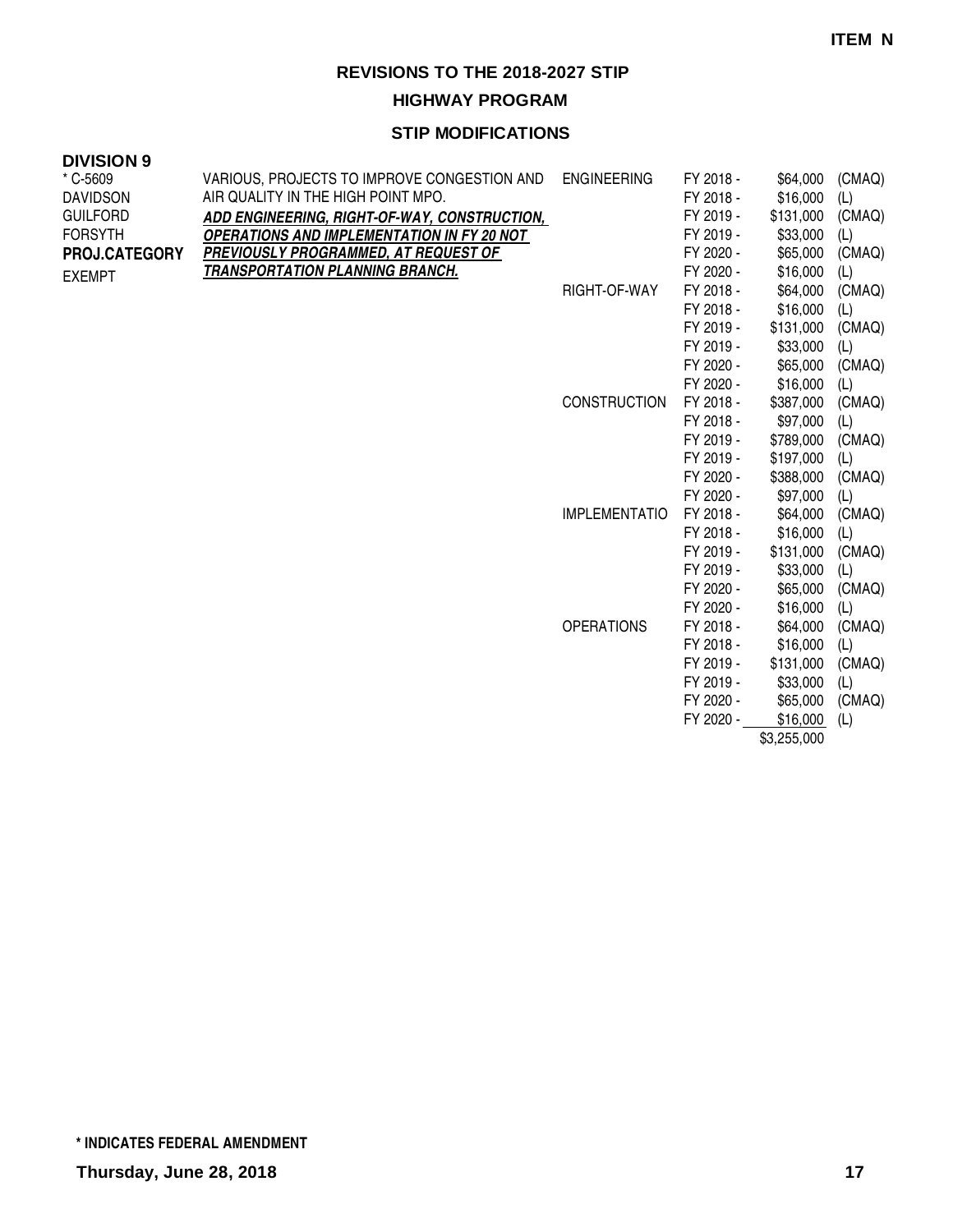ITEM N

# REVISIONS TO THE 2018-2027 STIP

## HIGHWAY PROGRAM

### STIP MODIFICATIONS

**DIVISION 9**

| | | | | | |
|---|---|---|---|---|---|
| * C-5609<br>DAVIDSON<br>GUILFORD<br>FORSYTH<br>**PROJ.CATEGORY**<br>EXEMPT | VARIOUS, PROJECTS TO IMPROVE CONGESTION AND AIR QUALITY IN THE HIGH POINT MPO.<br>***ADD ENGINEERING, RIGHT-OF-WAY, CONSTRUCTION, OPERATIONS AND IMPLEMENTATION IN FY 20 NOT PREVIOUSLY PROGRAMMED, AT REQUEST OF TRANSPORTATION PLANNING BRANCH.*** | ENGINEERING | FY 2018 - | $64,000 | (CMAQ) |
| | | | FY 2018 - | $16,000 | (L) |
| | | | FY 2019 - | $131,000 | (CMAQ) |
| | | | FY 2019 - | $33,000 | (L) |
| | | | FY 2020 - | $65,000 | (CMAQ) |
| | | | FY 2020 - | $16,000 | (L) |
| | | RIGHT-OF-WAY | FY 2018 - | $64,000 | (CMAQ) |
| | | | FY 2018 - | $16,000 | (L) |
| | | | FY 2019 - | $131,000 | (CMAQ) |
| | | | FY 2019 - | $33,000 | (L) |
| | | | FY 2020 - | $65,000 | (CMAQ) |
| | | | FY 2020 - | $16,000 | (L) |
| | | CONSTRUCTION | FY 2018 - | $387,000 | (CMAQ) |
| | | | FY 2018 - | $97,000 | (L) |
| | | | FY 2019 - | $789,000 | (CMAQ) |
| | | | FY 2019 - | $197,000 | (L) |
| | | | FY 2020 - | $388,000 | (CMAQ) |
| | | | FY 2020 - | $97,000 | (L) |
| | | IMPLEMENTATIO | FY 2018 - | $64,000 | (CMAQ) |
| | | | FY 2018 - | $16,000 | (L) |
| | | | FY 2019 - | $131,000 | (CMAQ) |
| | | | FY 2019 - | $33,000 | (L) |
| | | | FY 2020 - | $65,000 | (CMAQ) |
| | | | FY 2020 - | $16,000 | (L) |
| | | OPERATIONS | FY 2018 - | $64,000 | (CMAQ) |
| | | | FY 2018 - | $16,000 | (L) |
| | | | FY 2019 - | $131,000 | (CMAQ) |
| | | | FY 2019 - | $33,000 | (L) |
| | | | FY 2020 - | $65,000 | (CMAQ) |
| | | | FY 2020 - | $16,000 | (L) |
| | | | | $3,255,000 | |

\* INDICATES FEDERAL AMENDMENT

Thursday, June 28, 2018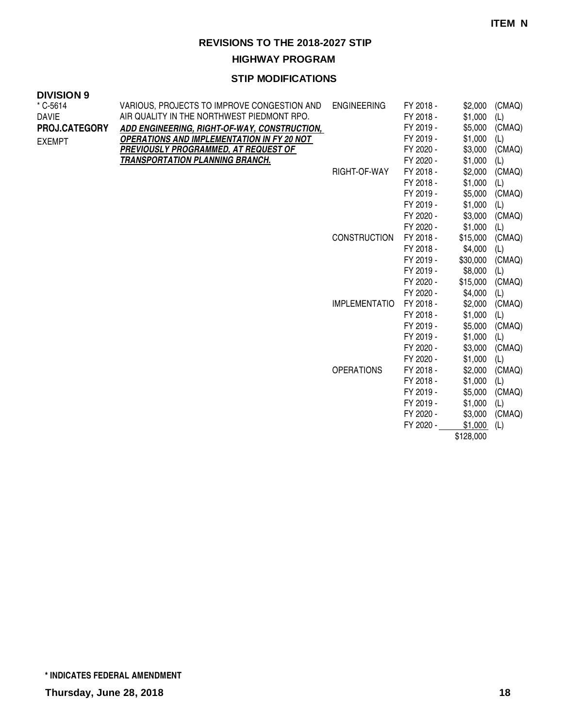**ITEM N**

# REVISIONS TO THE 2018-2027 STIP

## HIGHWAY PROGRAM

### STIP MODIFICATIONS

**DIVISION 9**

| | | | | | |
|---|---|---|---|---|---|
| * C-5614 | VARIOUS, PROJECTS TO IMPROVE CONGESTION AND | ENGINEERING | FY 2018 - | $2,000 | (CMAQ) |
| DAVIE | AIR QUALITY IN THE NORTHWEST PIEDMONT RPO. | | FY 2018 - | $1,000 | (L) |
| **PROJ.CATEGORY** | ***ADD ENGINEERING, RIGHT-OF-WAY, CONSTRUCTION,*** | | FY 2019 - | $5,000 | (CMAQ) |
| EXEMPT | ***OPERATIONS AND IMPLEMENTATION IN FY 20 NOT*** | | FY 2019 - | $1,000 | (L) |
| | ***PREVIOUSLY PROGRAMMED, AT REQUEST OF*** | | FY 2020 - | $3,000 | (CMAQ) |
| | ***TRANSPORTATION PLANNING BRANCH.*** | | FY 2020 - | $1,000 | (L) |
| | | RIGHT-OF-WAY | FY 2018 - | $2,000 | (CMAQ) |
| | | | FY 2018 - | $1,000 | (L) |
| | | | FY 2019 - | $5,000 | (CMAQ) |
| | | | FY 2019 - | $1,000 | (L) |
| | | | FY 2020 - | $3,000 | (CMAQ) |
| | | | FY 2020 - | $1,000 | (L) |
| | | CONSTRUCTION | FY 2018 - | $15,000 | (CMAQ) |
| | | | FY 2018 - | $4,000 | (L) |
| | | | FY 2019 - | $30,000 | (CMAQ) |
| | | | FY 2019 - | $8,000 | (L) |
| | | | FY 2020 - | $15,000 | (CMAQ) |
| | | | FY 2020 - | $4,000 | (L) |
| | | IMPLEMENTATIO | FY 2018 - | $2,000 | (CMAQ) |
| | | | FY 2018 - | $1,000 | (L) |
| | | | FY 2019 - | $5,000 | (CMAQ) |
| | | | FY 2019 - | $1,000 | (L) |
| | | | FY 2020 - | $3,000 | (CMAQ) |
| | | | FY 2020 - | $1,000 | (L) |
| | | OPERATIONS | FY 2018 - | $2,000 | (CMAQ) |
| | | | FY 2018 - | $1,000 | (L) |
| | | | FY 2019 - | $5,000 | (CMAQ) |
| | | | FY 2019 - | $1,000 | (L) |
| | | | FY 2020 - | $3,000 | (CMAQ) |
| | | | FY 2020 - | $1,000 | (L) |
| | | | | $128,000 | |

**\* INDICATES FEDERAL AMENDMENT**

**Thursday, June 28, 2018**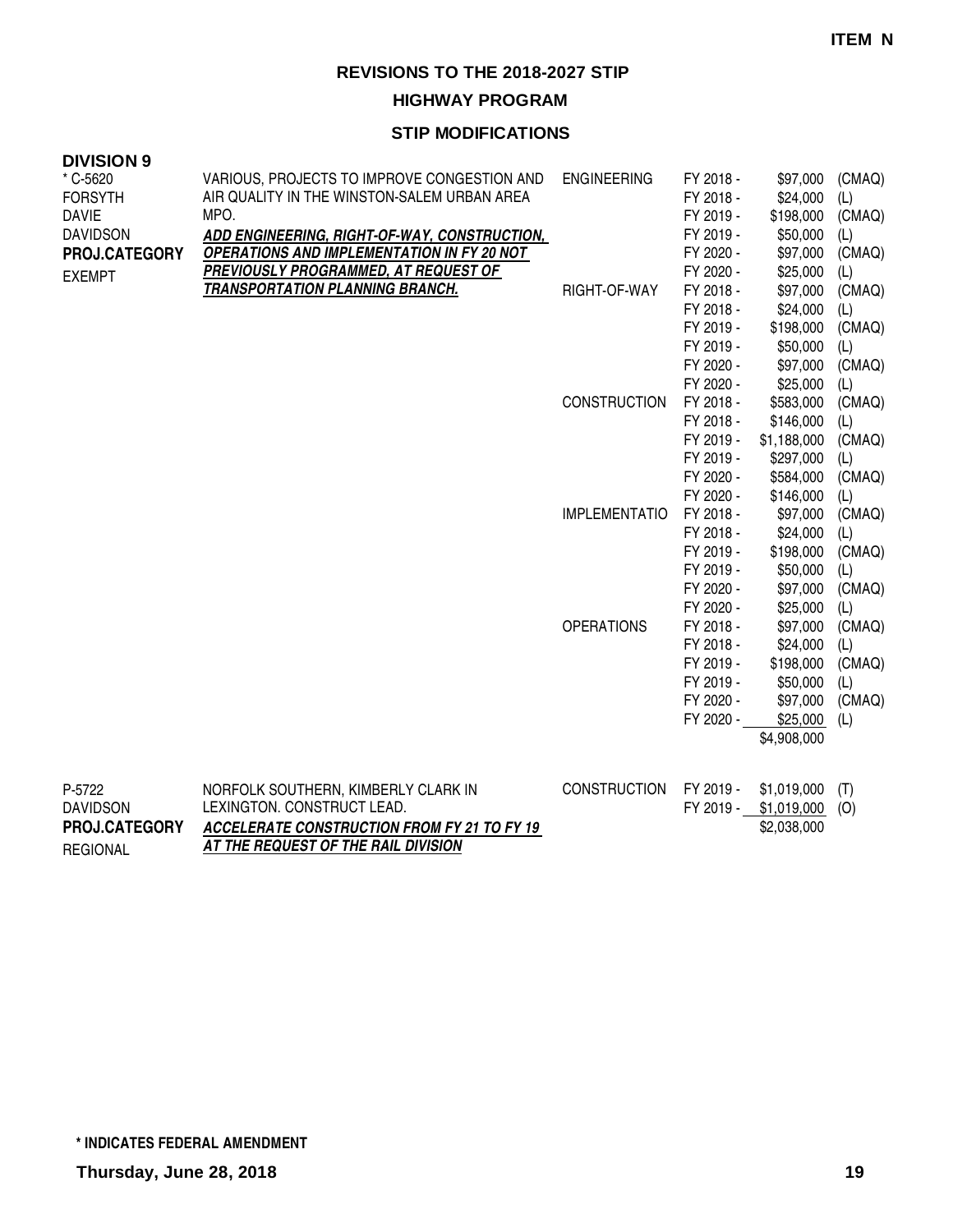ITEM N

# REVISIONS TO THE 2018-2027 STIP

## HIGHWAY PROGRAM

### STIP MODIFICATIONS

**DIVISION 9**

| | | | | | |
|---|---|---|---|---|---|
| * C-5620<br>FORSYTH<br>DAVIE<br>DAVIDSON<br>**PROJ.CATEGORY**<br>EXEMPT | VARIOUS, PROJECTS TO IMPROVE CONGESTION AND AIR QUALITY IN THE WINSTON-SALEM URBAN AREA MPO.<br>***ADD ENGINEERING, RIGHT-OF-WAY, CONSTRUCTION, OPERATIONS AND IMPLEMENTATION IN FY 20 NOT PREVIOUSLY PROGRAMMED, AT REQUEST OF TRANSPORTATION PLANNING BRANCH.*** | ENGINEERING | FY 2018 - | $97,000 | (CMAQ) |
| | | | FY 2018 - | $24,000 | (L) |
| | | | FY 2019 - | $198,000 | (CMAQ) |
| | | | FY 2019 - | $50,000 | (L) |
| | | | FY 2020 - | $97,000 | (CMAQ) |
| | | | FY 2020 - | $25,000 | (L) |
| | | RIGHT-OF-WAY | FY 2018 - | $97,000 | (CMAQ) |
| | | | FY 2018 - | $24,000 | (L) |
| | | | FY 2019 - | $198,000 | (CMAQ) |
| | | | FY 2019 - | $50,000 | (L) |
| | | | FY 2020 - | $97,000 | (CMAQ) |
| | | | FY 2020 - | $25,000 | (L) |
| | | CONSTRUCTION | FY 2018 - | $583,000 | (CMAQ) |
| | | | FY 2018 - | $146,000 | (L) |
| | | | FY 2019 - | $1,188,000 | (CMAQ) |
| | | | FY 2019 - | $297,000 | (L) |
| | | | FY 2020 - | $584,000 | (CMAQ) |
| | | | FY 2020 - | $146,000 | (L) |
| | | IMPLEMENTATIO | FY 2018 - | $97,000 | (CMAQ) |
| | | | FY 2018 - | $24,000 | (L) |
| | | | FY 2019 - | $198,000 | (CMAQ) |
| | | | FY 2019 - | $50,000 | (L) |
| | | | FY 2020 - | $97,000 | (CMAQ) |
| | | | FY 2020 - | $25,000 | (L) |
| | | OPERATIONS | FY 2018 - | $97,000 | (CMAQ) |
| | | | FY 2018 - | $24,000 | (L) |
| | | | FY 2019 - | $198,000 | (CMAQ) |
| | | | FY 2019 - | $50,000 | (L) |
| | | | FY 2020 - | $97,000 | (CMAQ) |
| | | | FY 2020 - | $25,000 | (L) |
| | | | | $4,908,000 | |
| P-5722<br>DAVIDSON<br>**PROJ.CATEGORY**<br>REGIONAL | NORFOLK SOUTHERN, KIMBERLY CLARK IN LEXINGTON. CONSTRUCT LEAD.<br>***ACCELERATE CONSTRUCTION FROM FY 21 TO FY 19 AT THE REQUEST OF THE RAIL DIVISION*** | CONSTRUCTION | FY 2019 - | $1,019,000 | (T) |
| | | | FY 2019 - | $1,019,000 | (O) |
| | | | | $2,038,000 | |

**\* INDICATES FEDERAL AMENDMENT**

**Thursday, June 28, 2018**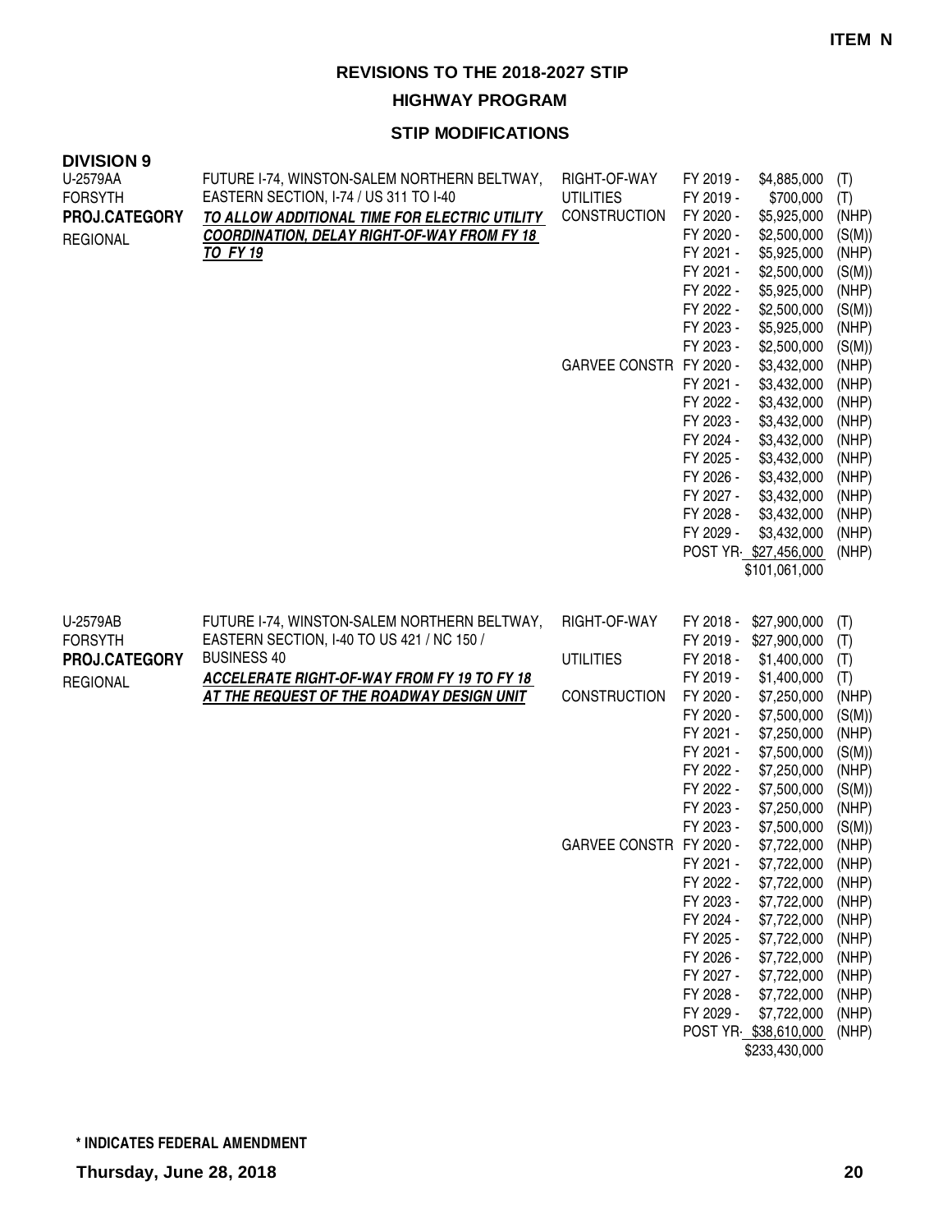**ITEM N**

# REVISIONS TO THE 2018-2027 STIP

## HIGHWAY PROGRAM

### STIP MODIFICATIONS

**DIVISION 9**

| | | | | | |
|---|---|---|---|---|---|
| U-2579AA<br>FORSYTH<br>**PROJ.CATEGORY**<br>REGIONAL | FUTURE I-74, WINSTON-SALEM NORTHERN BELTWAY, EASTERN SECTION, I-74 / US 311 TO I-40<br>***TO ALLOW ADDITIONAL TIME FOR ELECTRIC UTILITY COORDINATION, DELAY RIGHT-OF-WAY FROM FY 18 TO FY 19*** | RIGHT-OF-WAY | FY 2019 - | $4,885,000 | (T) |
| | | UTILITIES | FY 2019 - | $700,000 | (T) |
| | | CONSTRUCTION | FY 2020 - | $5,925,000 | (NHP) |
| | | | FY 2020 - | $2,500,000 | (S(M)) |
| | | | FY 2021 - | $5,925,000 | (NHP) |
| | | | FY 2021 - | $2,500,000 | (S(M)) |
| | | | FY 2022 - | $5,925,000 | (NHP) |
| | | | FY 2022 - | $2,500,000 | (S(M)) |
| | | | FY 2023 - | $5,925,000 | (NHP) |
| | | | FY 2023 - | $2,500,000 | (S(M)) |
| | | GARVEE CONSTR | FY 2020 - | $3,432,000 | (NHP) |
| | | | FY 2021 - | $3,432,000 | (NHP) |
| | | | FY 2022 - | $3,432,000 | (NHP) |
| | | | FY 2023 - | $3,432,000 | (NHP) |
| | | | FY 2024 - | $3,432,000 | (NHP) |
| | | | FY 2025 - | $3,432,000 | (NHP) |
| | | | FY 2026 - | $3,432,000 | (NHP) |
| | | | FY 2027 - | $3,432,000 | (NHP) |
| | | | FY 2028 - | $3,432,000 | (NHP) |
| | | | FY 2029 - | $3,432,000 | (NHP) |
| | | | POST YR- | $27,456,000 | (NHP) |
| | | | | $101,061,000 | |
| U-2579AB<br>FORSYTH<br>**PROJ.CATEGORY**<br>REGIONAL | FUTURE I-74, WINSTON-SALEM NORTHERN BELTWAY, EASTERN SECTION, I-40 TO US 421 / NC 150 / BUSINESS 40<br>***ACCELERATE RIGHT-OF-WAY FROM FY 19 TO FY 18 AT THE REQUEST OF THE ROADWAY DESIGN UNIT*** | RIGHT-OF-WAY | FY 2018 - | $27,900,000 | (T) |
| | | | FY 2019 - | $27,900,000 | (T) |
| | | UTILITIES | FY 2018 - | $1,400,000 | (T) |
| | | | FY 2019 - | $1,400,000 | (T) |
| | | CONSTRUCTION | FY 2020 - | $7,250,000 | (NHP) |
| | | | FY 2020 - | $7,500,000 | (S(M)) |
| | | | FY 2021 - | $7,250,000 | (NHP) |
| | | | FY 2021 - | $7,500,000 | (S(M)) |
| | | | FY 2022 - | $7,250,000 | (NHP) |
| | | | FY 2022 - | $7,500,000 | (S(M)) |
| | | | FY 2023 - | $7,250,000 | (NHP) |
| | | | FY 2023 - | $7,500,000 | (S(M)) |
| | | GARVEE CONSTR | FY 2020 - | $7,722,000 | (NHP) |
| | | | FY 2021 - | $7,722,000 | (NHP) |
| | | | FY 2022 - | $7,722,000 | (NHP) |
| | | | FY 2023 - | $7,722,000 | (NHP) |
| | | | FY 2024 - | $7,722,000 | (NHP) |
| | | | FY 2025 - | $7,722,000 | (NHP) |
| | | | FY 2026 - | $7,722,000 | (NHP) |
| | | | FY 2027 - | $7,722,000 | (NHP) |
| | | | FY 2028 - | $7,722,000 | (NHP) |
| | | | FY 2029 - | $7,722,000 | (NHP) |
| | | | POST YR- | $38,610,000 | (NHP) |
| | | | | $233,430,000 | |

**\* INDICATES FEDERAL AMENDMENT**

**Thursday, June 28, 2018**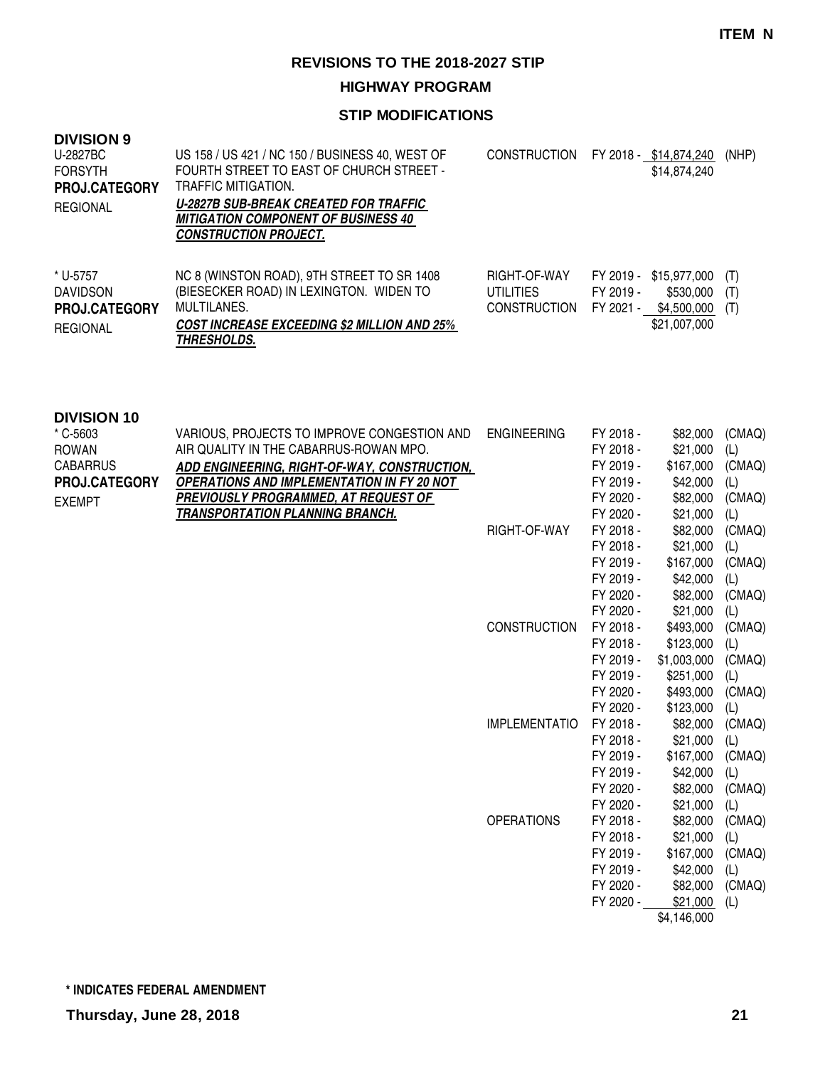**ITEM N**

## REVISIONS TO THE 2018-2027 STIP

### HIGHWAY PROGRAM

### STIP MODIFICATIONS

### DIVISION 9

| | | | | | |
|---|---|---|---|---|---|
| U-2827BC<br>FORSYTH<br>**PROJ.CATEGORY**<br>REGIONAL | US 158 / US 421 / NC 150 / BUSINESS 40, WEST OF FOURTH STREET TO EAST OF CHURCH STREET - TRAFFIC MITIGATION.<br>***U-2827B SUB-BREAK CREATED FOR TRAFFIC MITIGATION COMPONENT OF BUSINESS 40 CONSTRUCTION PROJECT.*** | CONSTRUCTION | FY 2018 - | $14,874,240 | (NHP) |
| | | | | $14,874,240 | |
| * U-5757<br>DAVIDSON<br>**PROJ.CATEGORY**<br>REGIONAL | NC 8 (WINSTON ROAD), 9TH STREET TO SR 1408 (BIESECKER ROAD) IN LEXINGTON. WIDEN TO MULTILANES.<br>***COST INCREASE EXCEEDING $2 MILLION AND 25% THRESHOLDS.*** | RIGHT-OF-WAY | FY 2019 - | $15,977,000 | (T) |
| | | UTILITIES | FY 2019 - | $530,000 | (T) |
| | | CONSTRUCTION | FY 2021 - | $4,500,000 | (T) |
| | | | | $21,007,000 | |

### DIVISION 10

| | | | | | |
|---|---|---|---|---|---|
| * C-5603<br>ROWAN<br>CABARRUS<br>**PROJ.CATEGORY**<br>EXEMPT | VARIOUS, PROJECTS TO IMPROVE CONGESTION AND AIR QUALITY IN THE CABARRUS-ROWAN MPO.<br>***ADD ENGINEERING, RIGHT-OF-WAY, CONSTRUCTION, OPERATIONS AND IMPLEMENTATION IN FY 20 NOT PREVIOUSLY PROGRAMMED, AT REQUEST OF TRANSPORTATION PLANNING BRANCH.*** | ENGINEERING | FY 2018 - | $82,000 | (CMAQ) |
| | | | FY 2018 - | $21,000 | (L) |
| | | | FY 2019 - | $167,000 | (CMAQ) |
| | | | FY 2019 - | $42,000 | (L) |
| | | | FY 2020 - | $82,000 | (CMAQ) |
| | | | FY 2020 - | $21,000 | (L) |
| | | RIGHT-OF-WAY | FY 2018 - | $82,000 | (CMAQ) |
| | | | FY 2018 - | $21,000 | (L) |
| | | | FY 2019 - | $167,000 | (CMAQ) |
| | | | FY 2019 - | $42,000 | (L) |
| | | | FY 2020 - | $82,000 | (CMAQ) |
| | | | FY 2020 - | $21,000 | (L) |
| | | CONSTRUCTION | FY 2018 - | $493,000 | (CMAQ) |
| | | | FY 2018 - | $123,000 | (L) |
| | | | FY 2019 - | $1,003,000 | (CMAQ) |
| | | | FY 2019 - | $251,000 | (L) |
| | | | FY 2020 - | $493,000 | (CMAQ) |
| | | | FY 2020 - | $123,000 | (L) |
| | | IMPLEMENTATIO | FY 2018 - | $82,000 | (CMAQ) |
| | | | FY 2018 - | $21,000 | (L) |
| | | | FY 2019 - | $167,000 | (CMAQ) |
| | | | FY 2019 - | $42,000 | (L) |
| | | | FY 2020 - | $82,000 | (CMAQ) |
| | | | FY 2020 - | $21,000 | (L) |
| | | OPERATIONS | FY 2018 - | $82,000 | (CMAQ) |
| | | | FY 2018 - | $21,000 | (L) |
| | | | FY 2019 - | $167,000 | (CMAQ) |
| | | | FY 2019 - | $42,000 | (L) |
| | | | FY 2020 - | $82,000 | (CMAQ) |
| | | | FY 2020 - | $21,000 | (L) |
| | | | | $4,146,000 | |

**\* INDICATES FEDERAL AMENDMENT**

**Thursday, June 28, 2018**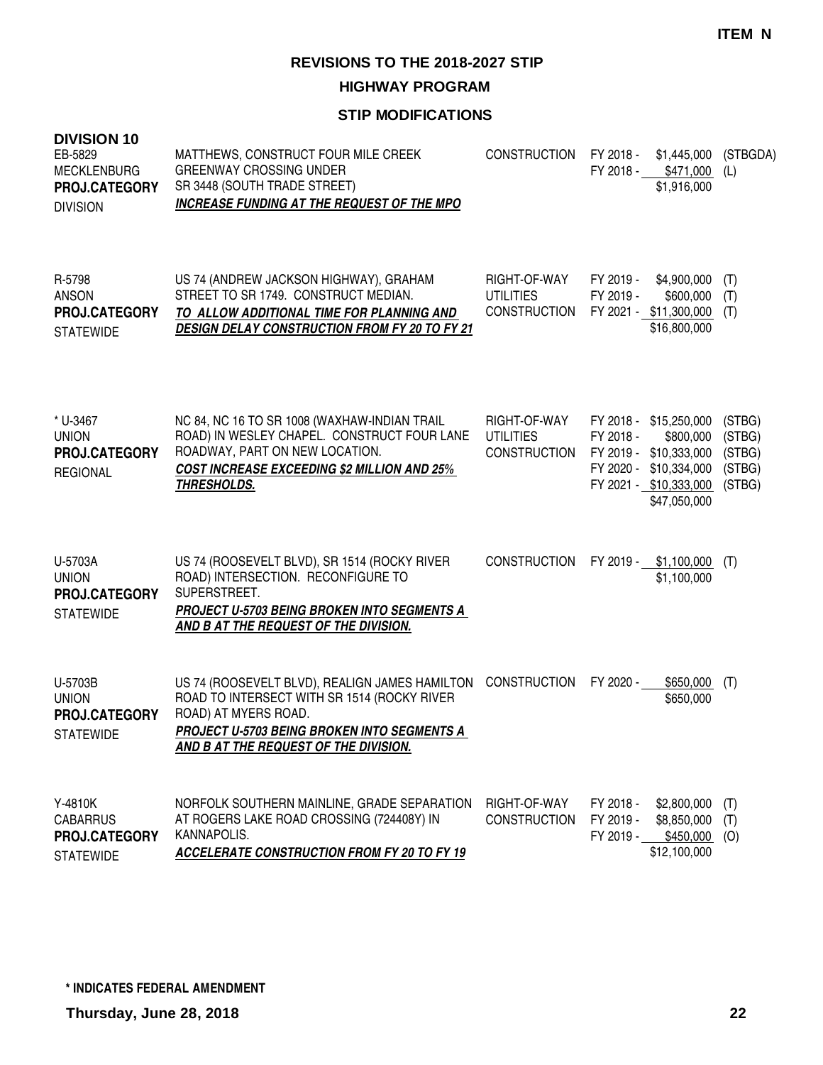**ITEM N**

# REVISIONS TO THE 2018-2027 STIP

## HIGHWAY PROGRAM

### STIP MODIFICATIONS

**DIVISION 10**

| | | | | | |
|---|---|---|---|---|---|
| EB-5829<br>MECKLENBURG<br>**PROJ.CATEGORY**<br>DIVISION | MATTHEWS, CONSTRUCT FOUR MILE CREEK GREENWAY CROSSING UNDER SR 3448 (SOUTH TRADE STREET)<br>***INCREASE FUNDING AT THE REQUEST OF THE MPO*** | CONSTRUCTION | FY 2018 -<br>FY 2018 - | $1,445,000<br>$471,000<br>$1,916,000 | (STBGDA)<br>(L) |
| R-5798<br>ANSON<br>**PROJ.CATEGORY**<br>STATEWIDE | US 74 (ANDREW JACKSON HIGHWAY), GRAHAM STREET TO SR 1749. CONSTRUCT MEDIAN.<br>***TO ALLOW ADDITIONAL TIME FOR PLANNING AND DESIGN DELAY CONSTRUCTION FROM FY 20 TO FY 21*** | RIGHT-OF-WAY<br>UTILITIES<br>CONSTRUCTION | FY 2019 -<br>FY 2019 -<br>FY 2021 - | $4,900,000<br>$600,000<br>$11,300,000<br>$16,800,000 | (T)<br>(T)<br>(T) |
| * U-3467<br>UNION<br>**PROJ.CATEGORY**<br>REGIONAL | NC 84, NC 16 TO SR 1008 (WAXHAW-INDIAN TRAIL ROAD) IN WESLEY CHAPEL. CONSTRUCT FOUR LANE ROADWAY, PART ON NEW LOCATION.<br>***COST INCREASE EXCEEDING $2 MILLION AND 25% THRESHOLDS.*** | RIGHT-OF-WAY<br>UTILITIES<br>CONSTRUCTION | FY 2018 -<br>FY 2018 -<br>FY 2019 -<br>FY 2020 -<br>FY 2021 - | $15,250,000<br>$800,000<br>$10,333,000<br>$10,334,000<br>$10,333,000<br>$47,050,000 | (STBG)<br>(STBG)<br>(STBG)<br>(STBG)<br>(STBG) |
| U-5703A<br>UNION<br>**PROJ.CATEGORY**<br>STATEWIDE | US 74 (ROOSEVELT BLVD), SR 1514 (ROCKY RIVER ROAD) INTERSECTION. RECONFIGURE TO SUPERSTREET.<br>***PROJECT U-5703 BEING BROKEN INTO SEGMENTS A AND B AT THE REQUEST OF THE DIVISION.*** | CONSTRUCTION | FY 2019 - | $1,100,000<br>$1,100,000 | (T) |
| U-5703B<br>UNION<br>**PROJ.CATEGORY**<br>STATEWIDE | US 74 (ROOSEVELT BLVD), REALIGN JAMES HAMILTON ROAD TO INTERSECT WITH SR 1514 (ROCKY RIVER ROAD) AT MYERS ROAD.<br>***PROJECT U-5703 BEING BROKEN INTO SEGMENTS A AND B AT THE REQUEST OF THE DIVISION.*** | CONSTRUCTION | FY 2020 - | $650,000<br>$650,000 | (T) |
| Y-4810K<br>CABARRUS<br>**PROJ.CATEGORY**<br>STATEWIDE | NORFOLK SOUTHERN MAINLINE, GRADE SEPARATION AT ROGERS LAKE ROAD CROSSING (724408Y) IN KANNAPOLIS.<br>***ACCELERATE CONSTRUCTION FROM FY 20 TO FY 19*** | RIGHT-OF-WAY<br>CONSTRUCTION | FY 2018 -<br>FY 2019 -<br>FY 2019 - | $2,800,000<br>$8,850,000<br>$450,000<br>$12,100,000 | (T)<br>(T)<br>(O) |

**\* INDICATES FEDERAL AMENDMENT**

**Thursday, June 28, 2018**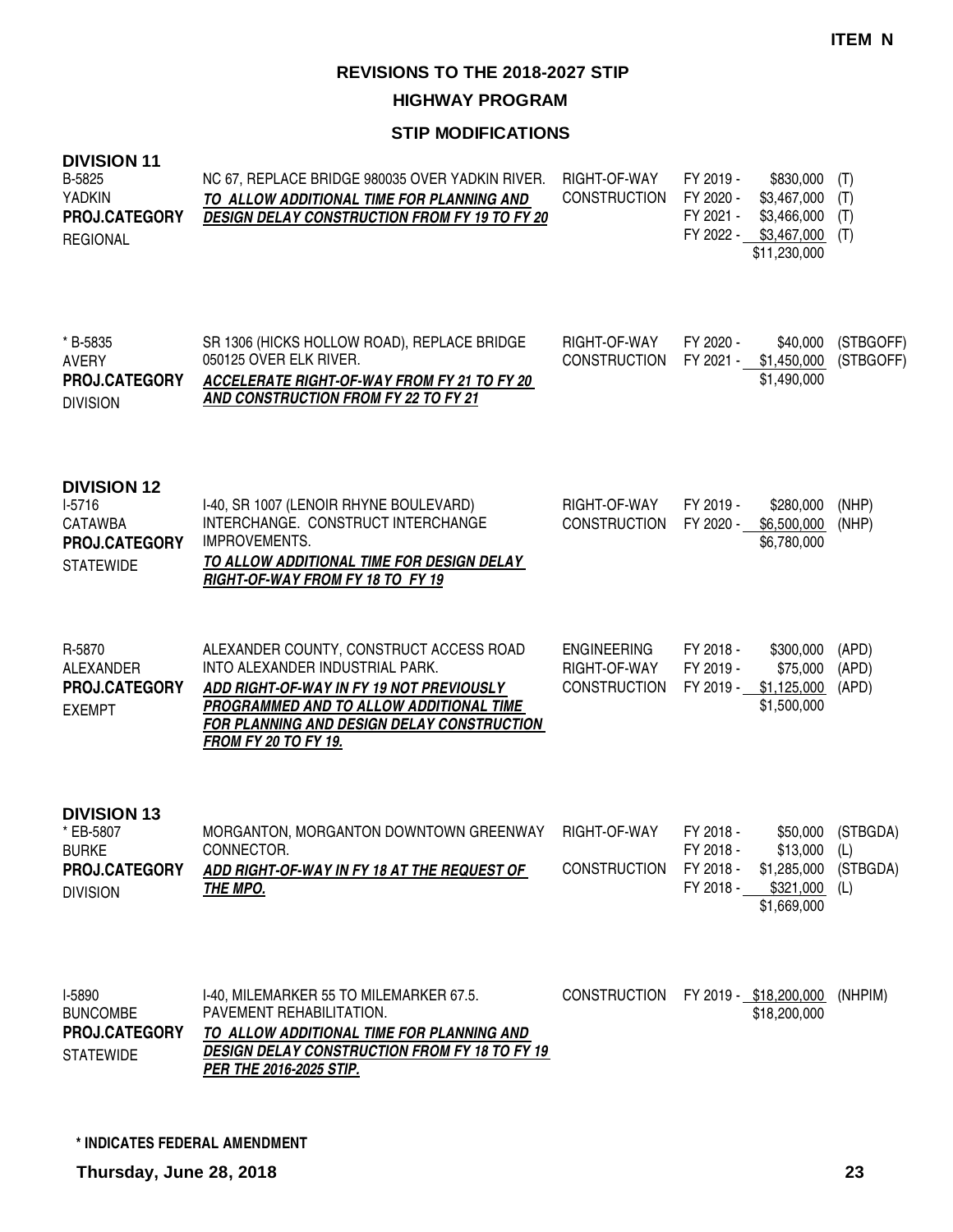**ITEM N**

# REVISIONS TO THE 2018-2027 STIP

## HIGHWAY PROGRAM

### STIP MODIFICATIONS

## DIVISION 11

| | | | | | |
|---|---|---|---|---|---|
| B-5825<br>YADKIN<br>**PROJ.CATEGORY**<br>REGIONAL | NC 67, REPLACE BRIDGE 980035 OVER YADKIN RIVER.<br>***TO ALLOW ADDITIONAL TIME FOR PLANNING AND DESIGN DELAY CONSTRUCTION FROM FY 19 TO FY 20*** | RIGHT-OF-WAY<br>CONSTRUCTION | FY 2019 -<br>FY 2020 -<br>FY 2021 -<br>FY 2022 - | \$830,000<br>\$3,467,000<br>\$3,466,000<br>\$3,467,000<br>\$11,230,000 | (T)<br>(T)<br>(T)<br>(T) |
| * B-5835<br>AVERY<br>**PROJ.CATEGORY**<br>DIVISION | SR 1306 (HICKS HOLLOW ROAD), REPLACE BRIDGE 050125 OVER ELK RIVER.<br>***ACCELERATE RIGHT-OF-WAY FROM FY 21 TO FY 20 AND CONSTRUCTION FROM FY 22 TO FY 21*** | RIGHT-OF-WAY<br>CONSTRUCTION | FY 2020 -<br>FY 2021 - | \$40,000<br>\$1,450,000<br>\$1,490,000 | (STBGOFF)<br>(STBGOFF) |

## DIVISION 12

| | | | | | |
|---|---|---|---|---|---|
| I-5716<br>CATAWBA<br>**PROJ.CATEGORY**<br>STATEWIDE | I-40, SR 1007 (LENOIR RHYNE BOULEVARD) INTERCHANGE. CONSTRUCT INTERCHANGE IMPROVEMENTS.<br>***TO ALLOW ADDITIONAL TIME FOR DESIGN DELAY RIGHT-OF-WAY FROM FY 18 TO FY 19*** | RIGHT-OF-WAY<br>CONSTRUCTION | FY 2019 -<br>FY 2020 - | \$280,000<br>\$6,500,000<br>\$6,780,000 | (NHP)<br>(NHP) |
| R-5870<br>ALEXANDER<br>**PROJ.CATEGORY**<br>EXEMPT | ALEXANDER COUNTY, CONSTRUCT ACCESS ROAD INTO ALEXANDER INDUSTRIAL PARK.<br>***ADD RIGHT-OF-WAY IN FY 19 NOT PREVIOUSLY PROGRAMMED AND TO ALLOW ADDITIONAL TIME FOR PLANNING AND DESIGN DELAY CONSTRUCTION FROM FY 20 TO FY 19.*** | ENGINEERING<br>RIGHT-OF-WAY<br>CONSTRUCTION | FY 2018 -<br>FY 2019 -<br>FY 2019 - | \$300,000<br>\$75,000<br>\$1,125,000<br>\$1,500,000 | (APD)<br>(APD)<br>(APD) |

## DIVISION 13

| | | | | | |
|---|---|---|---|---|---|
| * EB-5807<br>BURKE<br>**PROJ.CATEGORY**<br>DIVISION | MORGANTON, MORGANTON DOWNTOWN GREENWAY CONNECTOR.<br>***ADD RIGHT-OF-WAY IN FY 18 AT THE REQUEST OF THE MPO.*** | RIGHT-OF-WAY<br><br>CONSTRUCTION | FY 2018 -<br>FY 2018 -<br>FY 2018 -<br>FY 2018 - | \$50,000<br>\$13,000<br>\$1,285,000<br>\$321,000<br>\$1,669,000 | (STBGDA)<br>(L)<br>(STBGDA)<br>(L) |
| I-5890<br>BUNCOMBE<br>**PROJ.CATEGORY**<br>STATEWIDE | I-40, MILEMARKER 55 TO MILEMARKER 67.5. PAVEMENT REHABILITATION.<br>***TO ALLOW ADDITIONAL TIME FOR PLANNING AND DESIGN DELAY CONSTRUCTION FROM FY 18 TO FY 19 PER THE 2016-2025 STIP.*** | CONSTRUCTION | FY 2019 - | \$18,200,000<br>\$18,200,000 | (NHPIM) |

**\* INDICATES FEDERAL AMENDMENT**

**Thursday, June 28, 2018**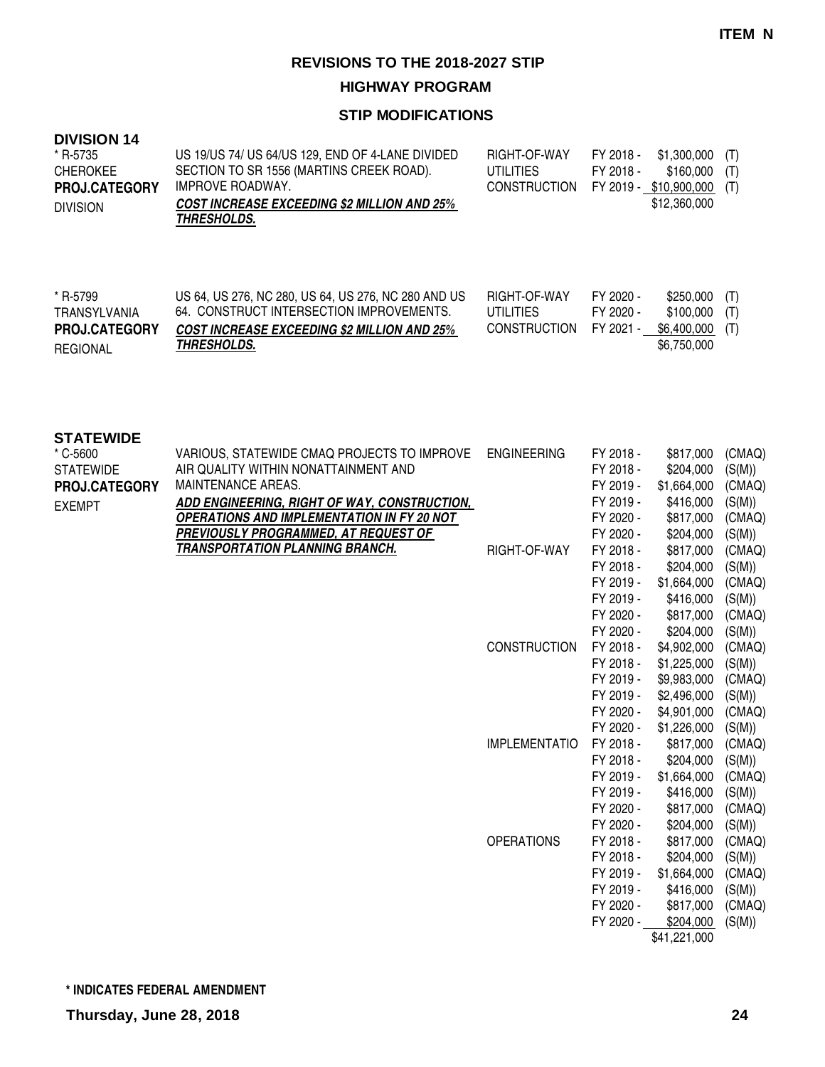**ITEM N**

## REVISIONS TO THE 2018-2027 STIP

### HIGHWAY PROGRAM

### STIP MODIFICATIONS

**DIVISION 14**

| Project | Description | Work Type | Fiscal Year | Amount | Fund |
|---|---|---|---|---|---|
| * R-5735<br>CHEROKEE<br>**PROJ.CATEGORY**<br>DIVISION | US 19/US 74/ US 64/US 129, END OF 4-LANE DIVIDED SECTION TO SR 1556 (MARTINS CREEK ROAD). IMPROVE ROADWAY.<br>***COST INCREASE EXCEEDING $2 MILLION AND 25% THRESHOLDS.*** | RIGHT-OF-WAY | FY 2018 - | $1,300,000 | (T) |
| | | UTILITIES | FY 2018 - | $160,000 | (T) |
| | | CONSTRUCTION | FY 2019 - | $10,900,000 | (T) |
| | | | | $12,360,000 | |
| * R-5799<br>TRANSYLVANIA<br>**PROJ.CATEGORY**<br>REGIONAL | US 64, US 276, NC 280, US 64, US 276, NC 280 AND US 64. CONSTRUCT INTERSECTION IMPROVEMENTS.<br>***COST INCREASE EXCEEDING $2 MILLION AND 25% THRESHOLDS.*** | RIGHT-OF-WAY | FY 2020 - | $250,000 | (T) |
| | | UTILITIES | FY 2020 - | $100,000 | (T) |
| | | CONSTRUCTION | FY 2021 - | $6,400,000 | (T) |
| | | | | $6,750,000 | |

**STATEWIDE**

| Project | Description | Work Type | Fiscal Year | Amount | Fund |
|---|---|---|---|---|---|
| * C-5600<br>STATEWIDE<br>**PROJ.CATEGORY**<br>EXEMPT | VARIOUS, STATEWIDE CMAQ PROJECTS TO IMPROVE AIR QUALITY WITHIN NONATTAINMENT AND MAINTENANCE AREAS.<br>***ADD ENGINEERING, RIGHT OF WAY, CONSTRUCTION, OPERATIONS AND IMPLEMENTATION IN FY 20 NOT PREVIOUSLY PROGRAMMED, AT REQUEST OF TRANSPORTATION PLANNING BRANCH.*** | ENGINEERING | FY 2018 - | $817,000 | (CMAQ) |
| | | | FY 2018 - | $204,000 | (S(M)) |
| | | | FY 2019 - | $1,664,000 | (CMAQ) |
| | | | FY 2019 - | $416,000 | (S(M)) |
| | | | FY 2020 - | $817,000 | (CMAQ) |
| | | | FY 2020 - | $204,000 | (S(M)) |
| | | RIGHT-OF-WAY | FY 2018 - | $817,000 | (CMAQ) |
| | | | FY 2018 - | $204,000 | (S(M)) |
| | | | FY 2019 - | $1,664,000 | (CMAQ) |
| | | | FY 2019 - | $416,000 | (S(M)) |
| | | | FY 2020 - | $817,000 | (CMAQ) |
| | | | FY 2020 - | $204,000 | (S(M)) |
| | | CONSTRUCTION | FY 2018 - | $4,902,000 | (CMAQ) |
| | | | FY 2018 - | $1,225,000 | (S(M)) |
| | | | FY 2019 - | $9,983,000 | (CMAQ) |
| | | | FY 2019 - | $2,496,000 | (S(M)) |
| | | | FY 2020 - | $4,901,000 | (CMAQ) |
| | | | FY 2020 - | $1,226,000 | (S(M)) |
| | | IMPLEMENTATIO | FY 2018 - | $817,000 | (CMAQ) |
| | | | FY 2018 - | $204,000 | (S(M)) |
| | | | FY 2019 - | $1,664,000 | (CMAQ) |
| | | | FY 2019 - | $416,000 | (S(M)) |
| | | | FY 2020 - | $817,000 | (CMAQ) |
| | | | FY 2020 - | $204,000 | (S(M)) |
| | | OPERATIONS | FY 2018 - | $817,000 | (CMAQ) |
| | | | FY 2018 - | $204,000 | (S(M)) |
| | | | FY 2019 - | $1,664,000 | (CMAQ) |
| | | | FY 2019 - | $416,000 | (S(M)) |
| | | | FY 2020 - | $817,000 | (CMAQ) |
| | | | FY 2020 - | $204,000 | (S(M)) |
| | | | | $41,221,000 | |

**\* INDICATES FEDERAL AMENDMENT**

**Thursday, June 28, 2018**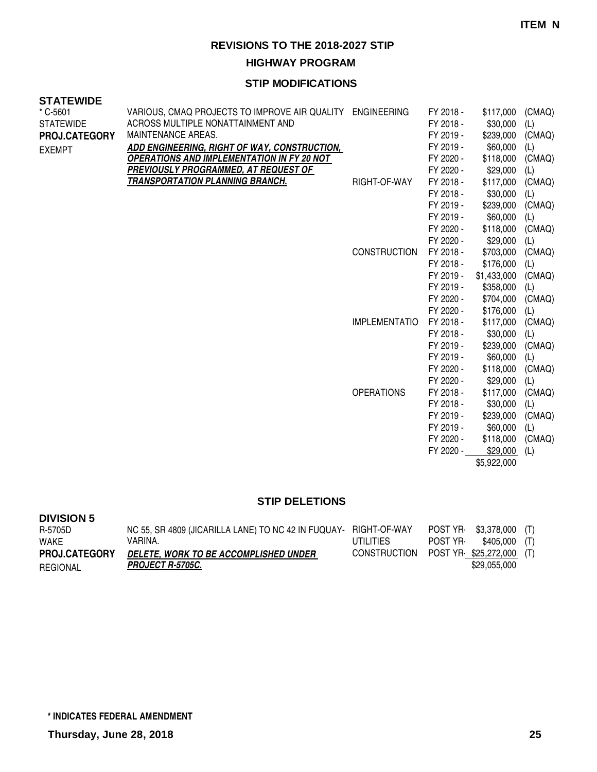**ITEM N**

# REVISIONS TO THE 2018-2027 STIP

## HIGHWAY PROGRAM

### STIP MODIFICATIONS

**STATEWIDE**

| | | | | | |
|---|---|---|---|---|---|
| * C-5601<br>STATEWIDE<br>**PROJ.CATEGORY**<br>EXEMPT | VARIOUS, CMAQ PROJECTS TO IMPROVE AIR QUALITY ACROSS MULTIPLE NONATTAINMENT AND MAINTENANCE AREAS.<br>***ADD ENGINEERING, RIGHT OF WAY, CONSTRUCTION, OPERATIONS AND IMPLEMENTATION IN FY 20 NOT PREVIOUSLY PROGRAMMED, AT REQUEST OF TRANSPORTATION PLANNING BRANCH.*** | ENGINEERING | FY 2018 - | $117,000 | (CMAQ) |
| | | | FY 2018 - | $30,000 | (L) |
| | | | FY 2019 - | $239,000 | (CMAQ) |
| | | | FY 2019 - | $60,000 | (L) |
| | | | FY 2020 - | $118,000 | (CMAQ) |
| | | | FY 2020 - | $29,000 | (L) |
| | | RIGHT-OF-WAY | FY 2018 - | $117,000 | (CMAQ) |
| | | | FY 2018 - | $30,000 | (L) |
| | | | FY 2019 - | $239,000 | (CMAQ) |
| | | | FY 2019 - | $60,000 | (L) |
| | | | FY 2020 - | $118,000 | (CMAQ) |
| | | | FY 2020 - | $29,000 | (L) |
| | | CONSTRUCTION | FY 2018 - | $703,000 | (CMAQ) |
| | | | FY 2018 - | $176,000 | (L) |
| | | | FY 2019 - | $1,433,000 | (CMAQ) |
| | | | FY 2019 - | $358,000 | (L) |
| | | | FY 2020 - | $704,000 | (CMAQ) |
| | | | FY 2020 - | $176,000 | (L) |
| | | IMPLEMENTATIO | FY 2018 - | $117,000 | (CMAQ) |
| | | | FY 2018 - | $30,000 | (L) |
| | | | FY 2019 - | $239,000 | (CMAQ) |
| | | | FY 2019 - | $60,000 | (L) |
| | | | FY 2020 - | $118,000 | (CMAQ) |
| | | | FY 2020 - | $29,000 | (L) |
| | | OPERATIONS | FY 2018 - | $117,000 | (CMAQ) |
| | | | FY 2018 - | $30,000 | (L) |
| | | | FY 2019 - | $239,000 | (CMAQ) |
| | | | FY 2019 - | $60,000 | (L) |
| | | | FY 2020 - | $118,000 | (CMAQ) |
| | | | FY 2020 - | $29,000 | (L) |
| | | | | $5,922,000 | |

### STIP DELETIONS

**DIVISION 5**

| | | | | | |
|---|---|---|---|---|---|
| R-5705D<br>WAKE<br>**PROJ.CATEGORY**<br>REGIONAL | NC 55, SR 4809 (JICARILLA LANE) TO NC 42 IN FUQUAY-VARINA.<br>***DELETE, WORK TO BE ACCOMPLISHED UNDER PROJECT R-5705C.*** | RIGHT-OF-WAY | POST YR- | $3,378,000 | (T) |
| | | UTILITIES | POST YR- | $405,000 | (T) |
| | | CONSTRUCTION | POST YR- | $25,272,000 | (T) |
| | | | | $29,055,000 | |

**\* INDICATES FEDERAL AMENDMENT**

**Thursday, June 28, 2018**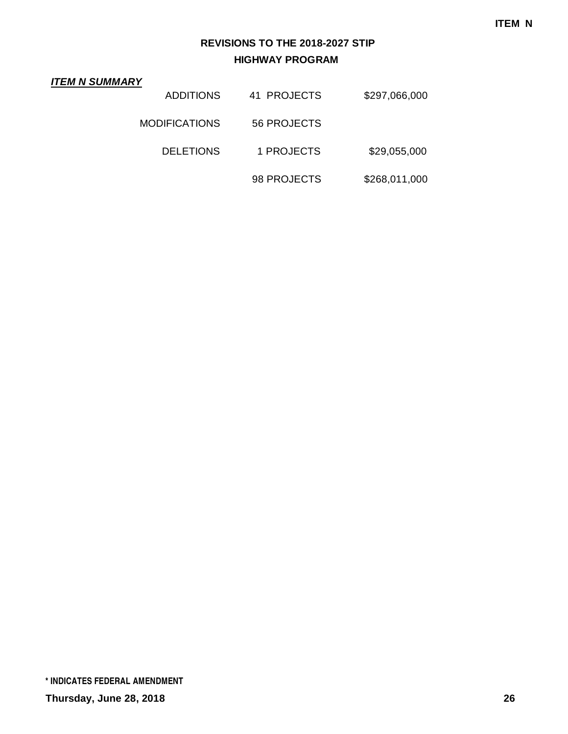ITEM N

## REVISIONS TO THE 2018-2027 STIP

## HIGHWAY PROGRAM

***ITEM N SUMMARY***

| | | |
|---|---|---|
| ADDITIONS | 41 PROJECTS | $297,066,000 |
| MODIFICATIONS | 56 PROJECTS | |
| DELETIONS | 1 PROJECTS | $29,055,000 |
| | 98 PROJECTS | $268,011,000 |

* INDICATES FEDERAL AMENDMENT

**Thursday, June 28, 2018**